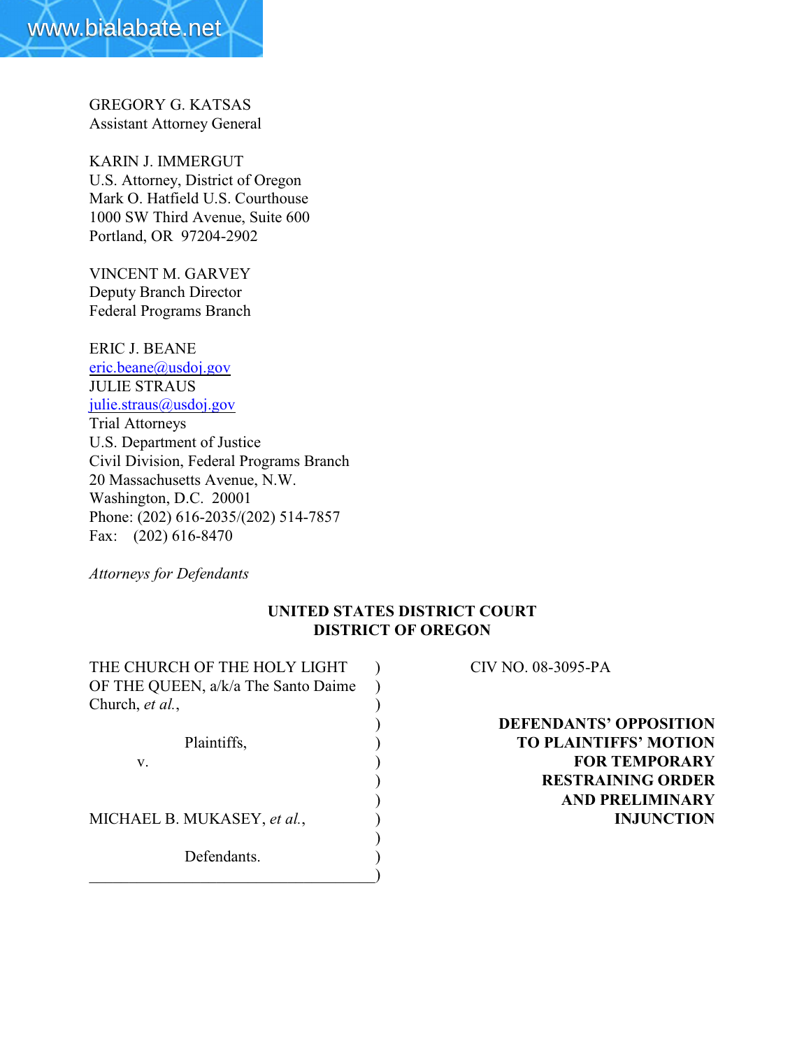GREGORY G. KATSAS
Assistant Attorney General

KARIN J. IMMERGUT
U.S. Attorney, District of Oregon
Mark O. Hatfield U.S. Courthouse
1000 SW Third Avenue, Suite 600
Portland, OR 97204-2902

VINCENT M. GARVEY
Deputy Branch Director
Federal Programs Branch

ERIC J. BEANE
eric.beane@usdoj.gov
JULIE STRAUS
julie.straus@usdoj.gov
Trial Attorneys
U.S. Department of Justice
Civil Division, Federal Programs Branch
20 Massachusetts Avenue, N.W.
Washington, D.C. 20001
Phone: (202) 616-2035/(202) 514-7857
Fax: (202) 616-8470

*Attorneys for Defendants*

**UNITED STATES DISTRICT COURT**
**DISTRICT OF OREGON**

| | |
|---|---|
| THE CHURCH OF THE HOLY LIGHT OF THE QUEEN, a/k/a The Santo Daime Church, *et al.*, Plaintiffs, v. MICHAEL B. MUKASEY, *et al.*, Defendants. | CIV NO. 08-3095-PA **DEFENDANTS' OPPOSITION TO PLAINTIFFS' MOTION FOR TEMPORARY RESTRAINING ORDER AND PRELIMINARY INJUNCTION** |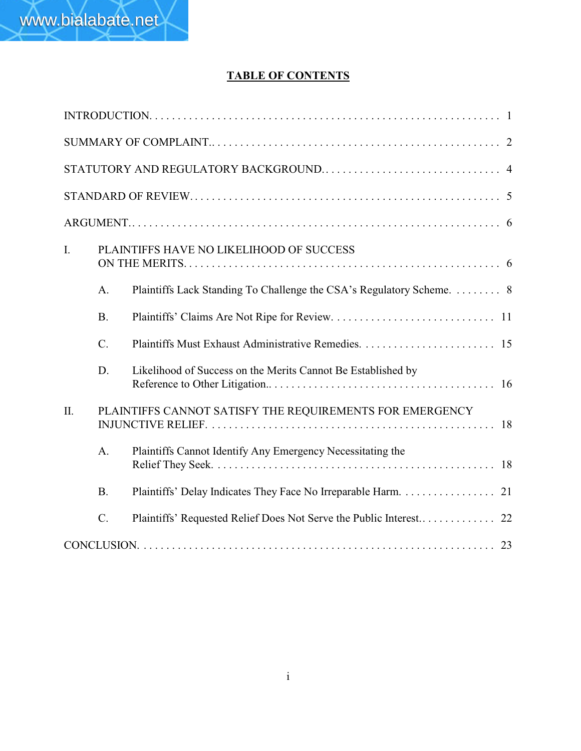# TABLE OF CONTENTS

INTRODUCTION. . . . . . . . . . . . . . . . . . . . . . . . . . . . . . . . . . . . . . . . . . . . . . . . . . . . . . . . . . . . . . 1

SUMMARY OF COMPLAINT.. . . . . . . . . . . . . . . . . . . . . . . . . . . . . . . . . . . . . . . . . . . . . . . . . . . 2

STATUTORY AND REGULATORY BACKGROUND. . . . . . . . . . . . . . . . . . . . . . . . . . . . . . . . 4

STANDARD OF REVIEW. . . . . . . . . . . . . . . . . . . . . . . . . . . . . . . . . . . . . . . . . . . . . . . . . . . . . . . 5

ARGUMENT. . . . . . . . . . . . . . . . . . . . . . . . . . . . . . . . . . . . . . . . . . . . . . . . . . . . . . . . . . . . . . . . . 6

I. PLAINTIFFS HAVE NO LIKELIHOOD OF SUCCESS ON THE MERITS. . . . . . . . . . . . . . . . . . . . . . . . . . . . . . . . . . . . . . . . . . . . . . . . . . . . . . . . . . 6

- A. Plaintiffs Lack Standing To Challenge the CSA's Regulatory Scheme. . . . . . . . . 8
- B. Plaintiffs' Claims Are Not Ripe for Review. . . . . . . . . . . . . . . . . . . . . . . . . . . . . 11
- C. Plaintiffs Must Exhaust Administrative Remedies. . . . . . . . . . . . . . . . . . . . . . . . 15
- D. Likelihood of Success on the Merits Cannot Be Established by Reference to Other Litigation.. . . . . . . . . . . . . . . . . . . . . . . . . . . . . . . . . . . . . . . 16

II. PLAINTIFFS CANNOT SATISFY THE REQUIREMENTS FOR EMERGENCY INJUNCTIVE RELIEF. . . . . . . . . . . . . . . . . . . . . . . . . . . . . . . . . . . . . . . . . . . . . . . . . . 18

- A. Plaintiffs Cannot Identify Any Emergency Necessitating the Relief They Seek. . . . . . . . . . . . . . . . . . . . . . . . . . . . . . . . . . . . . . . . . . . . . . . . . 18
- B. Plaintiffs' Delay Indicates They Face No Irreparable Harm. . . . . . . . . . . . . . . . . 21
- C. Plaintiffs' Requested Relief Does Not Serve the Public Interest.. . . . . . . . . . . . . 22

CONCLUSION. . . . . . . . . . . . . . . . . . . . . . . . . . . . . . . . . . . . . . . . . . . . . . . . . . . . . . . . . . . . . . 23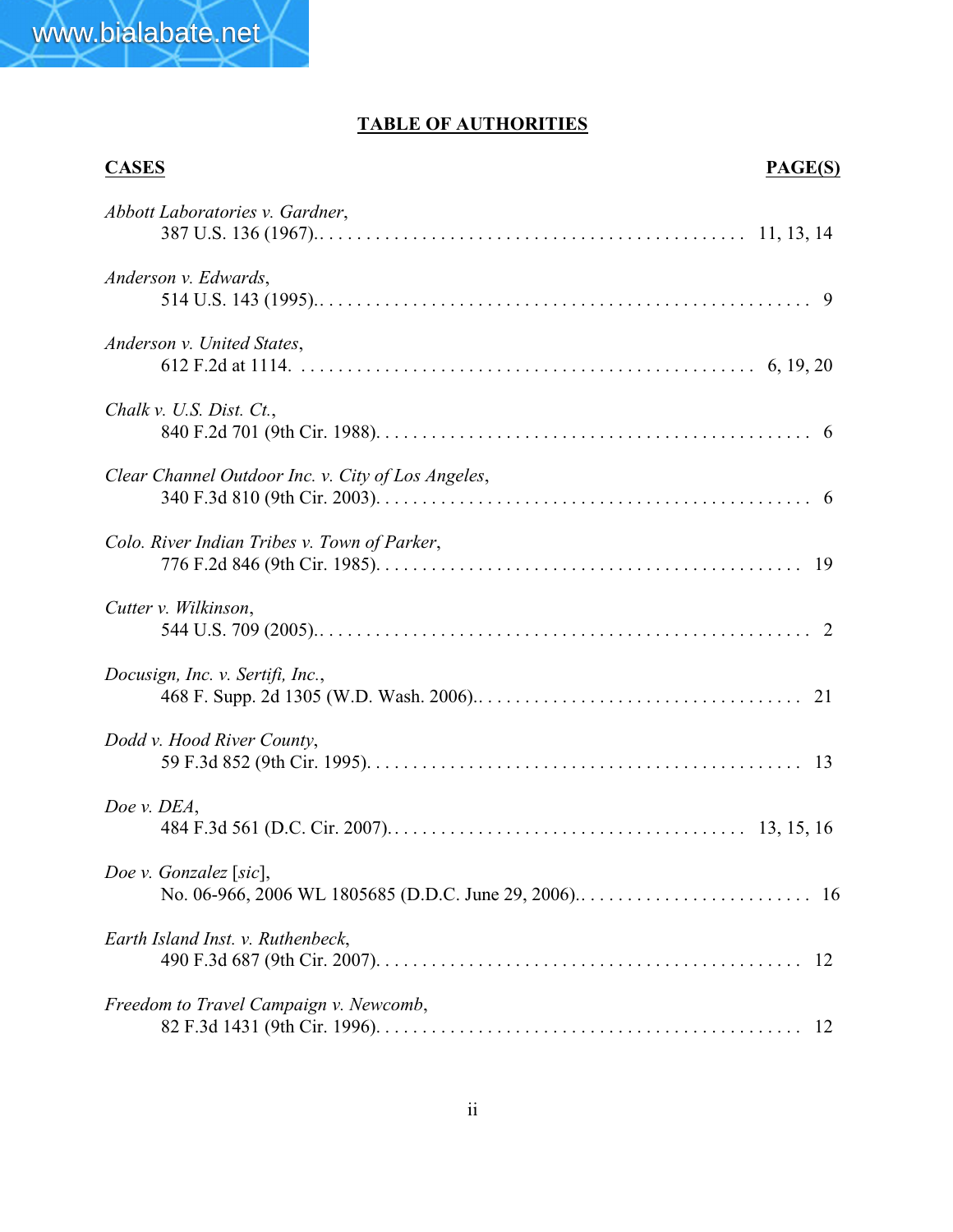## TABLE OF AUTHORITIES

| CASES | PAGE(S) |
|---|---|
| *Abbott Laboratories v. Gardner*, 387 U.S. 136 (1967). | 11, 13, 14 |
| *Anderson v. Edwards*, 514 U.S. 143 (1995). | 9 |
| *Anderson v. United States*, 612 F.2d at 1114. | 6, 19, 20 |
| *Chalk v. U.S. Dist. Ct.*, 840 F.2d 701 (9th Cir. 1988). | 6 |
| *Clear Channel Outdoor Inc. v. City of Los Angeles*, 340 F.3d 810 (9th Cir. 2003). | 6 |
| *Colo. River Indian Tribes v. Town of Parker*, 776 F.2d 846 (9th Cir. 1985). | 19 |
| *Cutter v. Wilkinson*, 544 U.S. 709 (2005). | 2 |
| *Docusign, Inc. v. Sertifi, Inc.*, 468 F. Supp. 2d 1305 (W.D. Wash. 2006). | 21 |
| *Dodd v. Hood River County*, 59 F.3d 852 (9th Cir. 1995). | 13 |
| *Doe v. DEA*, 484 F.3d 561 (D.C. Cir. 2007). | 13, 15, 16 |
| *Doe v. Gonzalez* [*sic*], No. 06-966, 2006 WL 1805685 (D.D.C. June 29, 2006). | 16 |
| *Earth Island Inst. v. Ruthenbeck*, 490 F.3d 687 (9th Cir. 2007). | 12 |
| *Freedom to Travel Campaign v. Newcomb*, 82 F.3d 1431 (9th Cir. 1996). | 12 |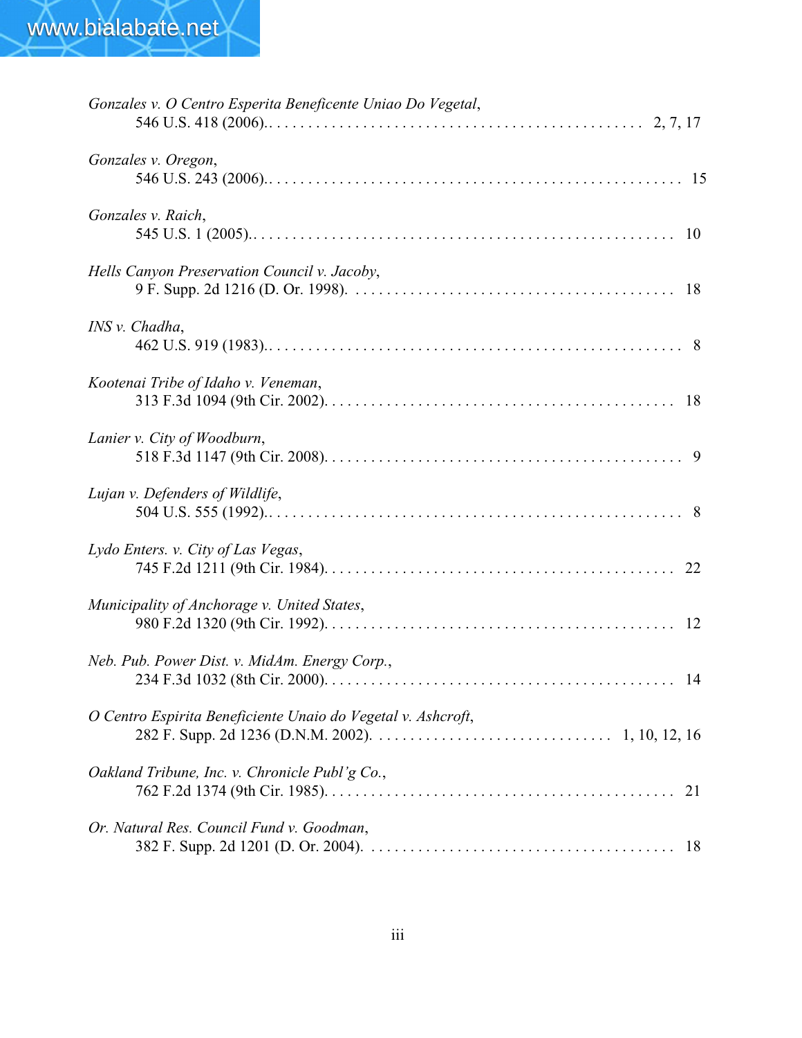*Gonzales v. O Centro Esperita Beneficente Uniao Do Vegetal*,
546 U.S. 418 (2006).. . . . . . . . . . . . . . . . . . . . . . . . . . . . . . . . . . . . . . . . . . . . . . . 2, 7, 17

*Gonzales v. Oregon*,
546 U.S. 243 (2006).. . . . . . . . . . . . . . . . . . . . . . . . . . . . . . . . . . . . . . . . . . . . . . . . . . . 15

*Gonzales v. Raich*,
545 U.S. 1 (2005).. . . . . . . . . . . . . . . . . . . . . . . . . . . . . . . . . . . . . . . . . . . . . . . . . . . . 10

*Hells Canyon Preservation Council v. Jacoby*,
9 F. Supp. 2d 1216 (D. Or. 1998). . . . . . . . . . . . . . . . . . . . . . . . . . . . . . . . . . . . . . . . . 18

*INS v. Chadha*,
462 U.S. 919 (1983).. . . . . . . . . . . . . . . . . . . . . . . . . . . . . . . . . . . . . . . . . . . . . . . . . . . 8

*Kootenai Tribe of Idaho v. Veneman*,
313 F.3d 1094 (9th Cir. 2002). . . . . . . . . . . . . . . . . . . . . . . . . . . . . . . . . . . . . . . . . . . . 18

*Lanier v. City of Woodburn*,
518 F.3d 1147 (9th Cir. 2008). . . . . . . . . . . . . . . . . . . . . . . . . . . . . . . . . . . . . . . . . . . . . 9

*Lujan v. Defenders of Wildlife*,
504 U.S. 555 (1992).. . . . . . . . . . . . . . . . . . . . . . . . . . . . . . . . . . . . . . . . . . . . . . . . . . . . 8

*Lydo Enters. v. City of Las Vegas*,
745 F.2d 1211 (9th Cir. 1984). . . . . . . . . . . . . . . . . . . . . . . . . . . . . . . . . . . . . . . . . . . . 22

*Municipality of Anchorage v. United States*,
980 F.2d 1320 (9th Cir. 1992). . . . . . . . . . . . . . . . . . . . . . . . . . . . . . . . . . . . . . . . . . . . 12

*Neb. Pub. Power Dist. v. MidAm. Energy Corp.*,
234 F.3d 1032 (8th Cir. 2000). . . . . . . . . . . . . . . . . . . . . . . . . . . . . . . . . . . . . . . . . . . . 14

*O Centro Espirita Beneficiente Unaio do Vegetal v. Ashcroft*,
282 F. Supp. 2d 1236 (D.N.M. 2002). . . . . . . . . . . . . . . . . . . . . . . . . . . . . . . 1, 10, 12, 16

*Oakland Tribune, Inc. v. Chronicle Publ'g Co.*,
762 F.2d 1374 (9th Cir. 1985). . . . . . . . . . . . . . . . . . . . . . . . . . . . . . . . . . . . . . . . . . . . 21

*Or. Natural Res. Council Fund v. Goodman*,
382 F. Supp. 2d 1201 (D. Or. 2004). . . . . . . . . . . . . . . . . . . . . . . . . . . . . . . . . . . . . . . . 18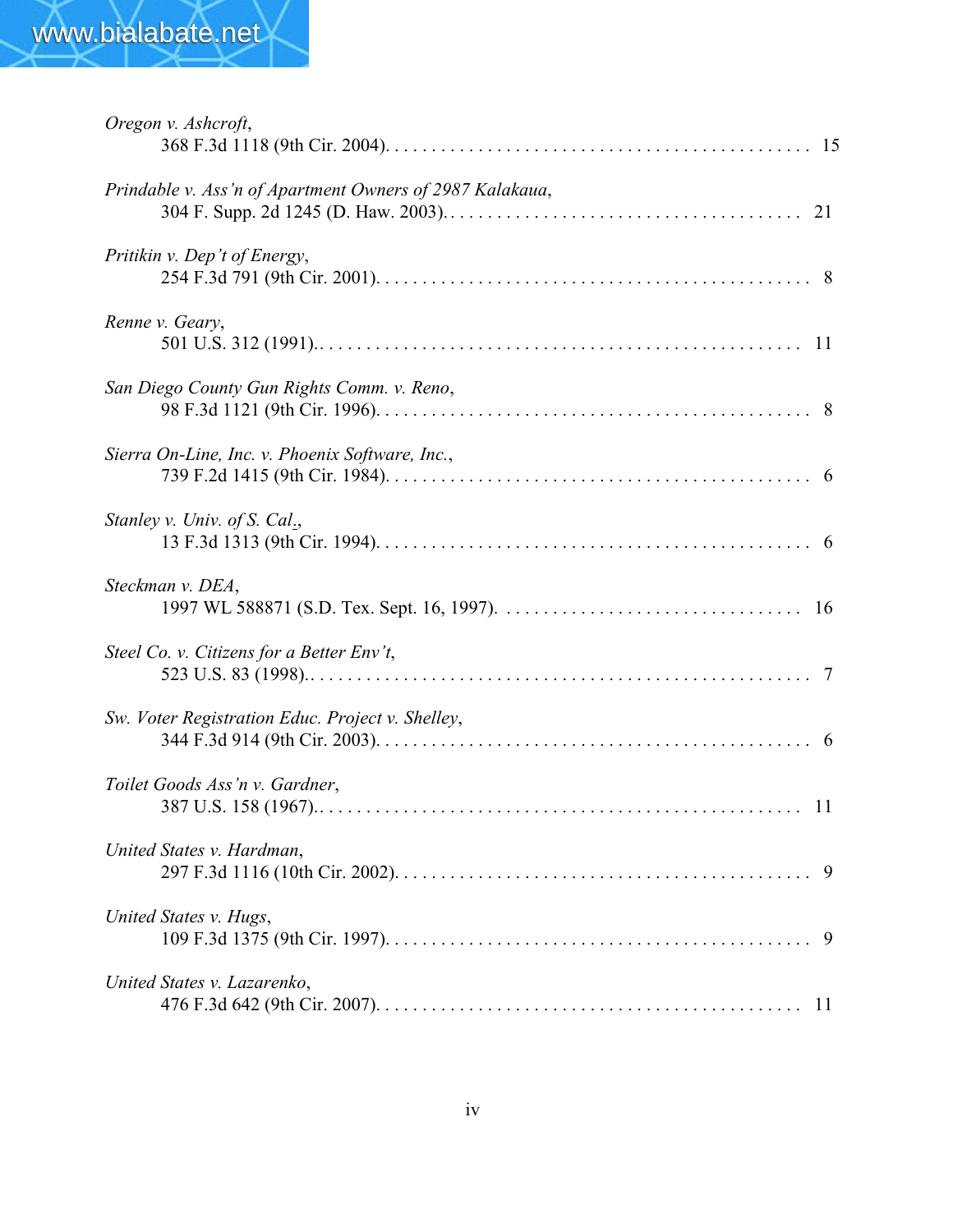*Oregon v. Ashcroft*,
368 F.3d 1118 (9th Cir. 2004). . . . . . . . . . . . . . . . . . . . . . . . . . . . . . . . . . . . . . . . . . . . . 15

*Prindable v. Ass'n of Apartment Owners of 2987 Kalakaua*,
304 F. Supp. 2d 1245 (D. Haw. 2003). . . . . . . . . . . . . . . . . . . . . . . . . . . . . . . . . . . . . . 21

*Pritikin v. Dep't of Energy*,
254 F.3d 791 (9th Cir. 2001). . . . . . . . . . . . . . . . . . . . . . . . . . . . . . . . . . . . . . . . . . . . . . 8

*Renne v. Geary*,
501 U.S. 312 (1991).. . . . . . . . . . . . . . . . . . . . . . . . . . . . . . . . . . . . . . . . . . . . . . . . . . . 11

*San Diego County Gun Rights Comm. v. Reno*,
98 F.3d 1121 (9th Cir. 1996). . . . . . . . . . . . . . . . . . . . . . . . . . . . . . . . . . . . . . . . . . . . . . 8

*Sierra On-Line, Inc. v. Phoenix Software, Inc.*,
739 F.2d 1415 (9th Cir. 1984). . . . . . . . . . . . . . . . . . . . . . . . . . . . . . . . . . . . . . . . . . . . . 6

*Stanley v. Univ. of S. Cal.*,
13 F.3d 1313 (9th Cir. 1994). . . . . . . . . . . . . . . . . . . . . . . . . . . . . . . . . . . . . . . . . . . . . . 6

*Steckman v. DEA*,
1997 WL 588871 (S.D. Tex. Sept. 16, 1997). . . . . . . . . . . . . . . . . . . . . . . . . . . . . . . . 16

*Steel Co. v. Citizens for a Better Env't*,
523 U.S. 83 (1998).. . . . . . . . . . . . . . . . . . . . . . . . . . . . . . . . . . . . . . . . . . . . . . . . . . . . 7

*Sw. Voter Registration Educ. Project v. Shelley*,
344 F.3d 914 (9th Cir. 2003). . . . . . . . . . . . . . . . . . . . . . . . . . . . . . . . . . . . . . . . . . . . . . 6

*Toilet Goods Ass'n v. Gardner*,
387 U.S. 158 (1967).. . . . . . . . . . . . . . . . . . . . . . . . . . . . . . . . . . . . . . . . . . . . . . . . . . . 11

*United States v. Hardman*,
297 F.3d 1116 (10th Cir. 2002). . . . . . . . . . . . . . . . . . . . . . . . . . . . . . . . . . . . . . . . . . . . 9

*United States v. Hugs*,
109 F.3d 1375 (9th Cir. 1997). . . . . . . . . . . . . . . . . . . . . . . . . . . . . . . . . . . . . . . . . . . . . 9

*United States v. Lazarenko*,
476 F.3d 642 (9th Cir. 2007). . . . . . . . . . . . . . . . . . . . . . . . . . . . . . . . . . . . . . . . . . . . . 11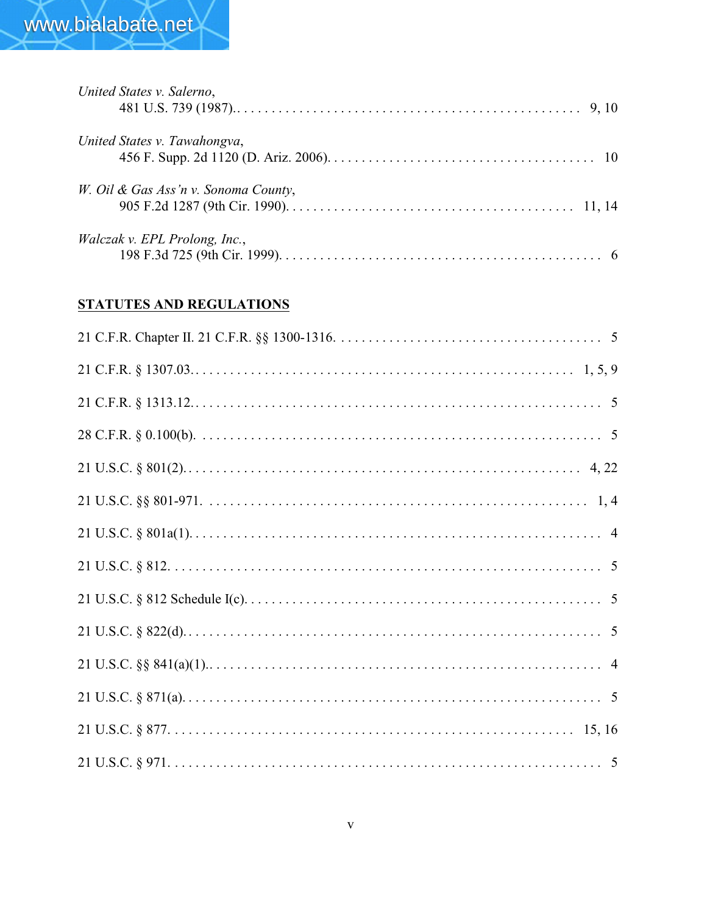*United States v. Salerno*,
481 U.S. 739 (1987). . . . . . . . . . . . . . . . . . . . . . . . . . . . . . . . . . . . . . . . . . . . . . . . 9, 10

*United States v. Tawahongva*,
456 F. Supp. 2d 1120 (D. Ariz. 2006). . . . . . . . . . . . . . . . . . . . . . . . . . . . . . . . . . . . . 10

*W. Oil & Gas Ass'n v. Sonoma County*,
905 F.2d 1287 (9th Cir. 1990). . . . . . . . . . . . . . . . . . . . . . . . . . . . . . . . . . . . . . . . . 11, 14

*Walczak v. EPL Prolong, Inc.*,
198 F.3d 725 (9th Cir. 1999). . . . . . . . . . . . . . . . . . . . . . . . . . . . . . . . . . . . . . . . . . . . . . 6

**STATUTES AND REGULATIONS**

21 C.F.R. Chapter II. 21 C.F.R. §§ 1300-1316. . . . . . . . . . . . . . . . . . . . . . . . . . . . . . . . . . . . . . 5

21 C.F.R. § 1307.03. . . . . . . . . . . . . . . . . . . . . . . . . . . . . . . . . . . . . . . . . . . . . . . . . . . . . . . 1, 5, 9

21 C.F.R. § 1313.12. . . . . . . . . . . . . . . . . . . . . . . . . . . . . . . . . . . . . . . . . . . . . . . . . . . . . . . . . . . 5

28 C.F.R. § 0.100(b). . . . . . . . . . . . . . . . . . . . . . . . . . . . . . . . . . . . . . . . . . . . . . . . . . . . . . . . . . 5

21 U.S.C. § 801(2). . . . . . . . . . . . . . . . . . . . . . . . . . . . . . . . . . . . . . . . . . . . . . . . . . . . . . . . . . 4, 22

21 U.S.C. §§ 801-971. . . . . . . . . . . . . . . . . . . . . . . . . . . . . . . . . . . . . . . . . . . . . . . . . . . . . . . . . 1, 4

21 U.S.C. § 801a(1). . . . . . . . . . . . . . . . . . . . . . . . . . . . . . . . . . . . . . . . . . . . . . . . . . . . . . . . . . . . 4

21 U.S.C. § 812. . . . . . . . . . . . . . . . . . . . . . . . . . . . . . . . . . . . . . . . . . . . . . . . . . . . . . . . . . . . . . . 5

21 U.S.C. § 812 Schedule I(c). . . . . . . . . . . . . . . . . . . . . . . . . . . . . . . . . . . . . . . . . . . . . . . . . . . 5

21 U.S.C. § 822(d). . . . . . . . . . . . . . . . . . . . . . . . . . . . . . . . . . . . . . . . . . . . . . . . . . . . . . . . . . . . . 5

21 U.S.C. §§ 841(a)(1). . . . . . . . . . . . . . . . . . . . . . . . . . . . . . . . . . . . . . . . . . . . . . . . . . . . . . . . . 4

21 U.S.C. § 871(a). . . . . . . . . . . . . . . . . . . . . . . . . . . . . . . . . . . . . . . . . . . . . . . . . . . . . . . . . . . . . 5

21 U.S.C. § 877. . . . . . . . . . . . . . . . . . . . . . . . . . . . . . . . . . . . . . . . . . . . . . . . . . . . . . . . . . . . . 15, 16

21 U.S.C. § 971. . . . . . . . . . . . . . . . . . . . . . . . . . . . . . . . . . . . . . . . . . . . . . . . . . . . . . . . . . . . . . . 5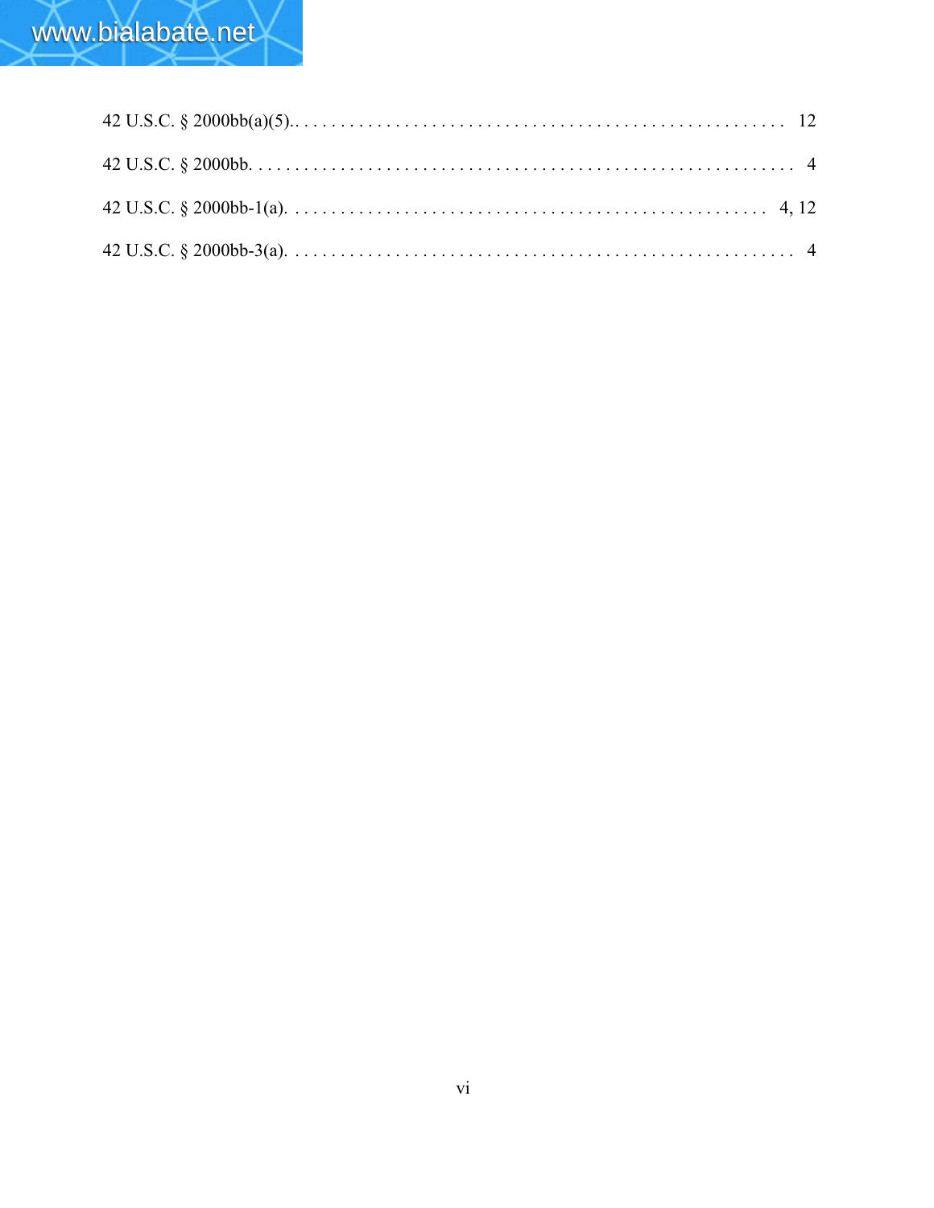42 U.S.C. § 2000bb(a)(5). . . . . . . . . . . . . . . . . . . . . . . . . . . . . . . . . . . . . . . . . . . . . . . . . . . . . . 12

42 U.S.C. § 2000bb. . . . . . . . . . . . . . . . . . . . . . . . . . . . . . . . . . . . . . . . . . . . . . . . . . . . . . . . . . . . 4

42 U.S.C. § 2000bb-1(a). . . . . . . . . . . . . . . . . . . . . . . . . . . . . . . . . . . . . . . . . . . . . . . . . . . . 4, 12

42 U.S.C. § 2000bb-3(a). . . . . . . . . . . . . . . . . . . . . . . . . . . . . . . . . . . . . . . . . . . . . . . . . . . . . . . 4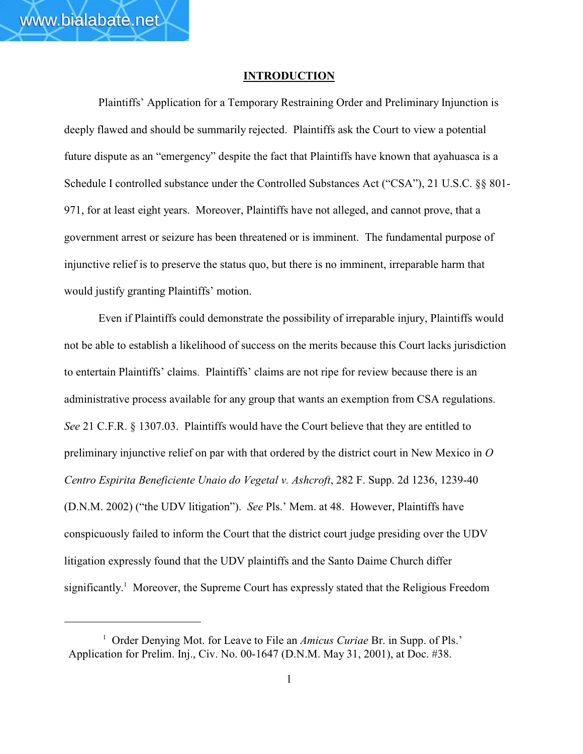## INTRODUCTION

Plaintiffs' Application for a Temporary Restraining Order and Preliminary Injunction is deeply flawed and should be summarily rejected. Plaintiffs ask the Court to view a potential future dispute as an "emergency" despite the fact that Plaintiffs have known that ayahuasca is a Schedule I controlled substance under the Controlled Substances Act ("CSA"), 21 U.S.C. §§ 801-971, for at least eight years. Moreover, Plaintiffs have not alleged, and cannot prove, that a government arrest or seizure has been threatened or is imminent. The fundamental purpose of injunctive relief is to preserve the status quo, but there is no imminent, irreparable harm that would justify granting Plaintiffs' motion.

Even if Plaintiffs could demonstrate the possibility of irreparable injury, Plaintiffs would not be able to establish a likelihood of success on the merits because this Court lacks jurisdiction to entertain Plaintiffs' claims. Plaintiffs' claims are not ripe for review because there is an administrative process available for any group that wants an exemption from CSA regulations. *See* 21 C.F.R. § 1307.03. Plaintiffs would have the Court believe that they are entitled to preliminary injunctive relief on par with that ordered by the district court in New Mexico in *O Centro Espirita Beneficiente Unaio do Vegetal v. Ashcroft*, 282 F. Supp. 2d 1236, 1239-40 (D.N.M. 2002) ("the UDV litigation"). *See* Pls.' Mem. at 48. However, Plaintiffs have conspicuously failed to inform the Court that the district court judge presiding over the UDV litigation expressly found that the UDV plaintiffs and the Santo Daime Church differ significantly.[1] Moreover, the Supreme Court has expressly stated that the Religious Freedom

---

[1] Order Denying Mot. for Leave to File an *Amicus Curiae* Br. in Supp. of Pls.' Application for Prelim. Inj., Civ. No. 00-1647 (D.N.M. May 31, 2001), at Doc. #38.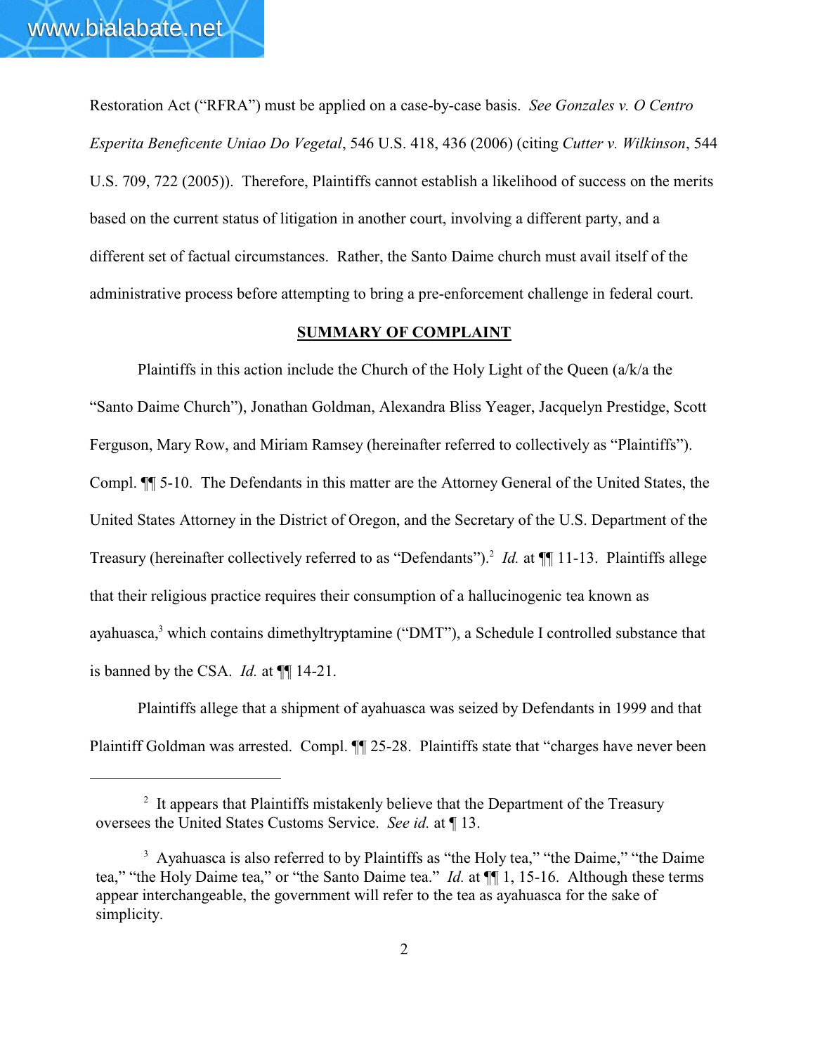Restoration Act ("RFRA") must be applied on a case-by-case basis. *See Gonzales v. O Centro Esperita Beneficente Uniao Do Vegetal*, 546 U.S. 418, 436 (2006) (citing *Cutter v. Wilkinson*, 544 U.S. 709, 722 (2005)). Therefore, Plaintiffs cannot establish a likelihood of success on the merits based on the current status of litigation in another court, involving a different party, and a different set of factual circumstances. Rather, the Santo Daime church must avail itself of the administrative process before attempting to bring a pre-enforcement challenge in federal court.

## SUMMARY OF COMPLAINT

Plaintiffs in this action include the Church of the Holy Light of the Queen (a/k/a the "Santo Daime Church"), Jonathan Goldman, Alexandra Bliss Yeager, Jacquelyn Prestidge, Scott Ferguson, Mary Row, and Miriam Ramsey (hereinafter referred to collectively as "Plaintiffs"). Compl. ¶¶ 5-10. The Defendants in this matter are the Attorney General of the United States, the United States Attorney in the District of Oregon, and the Secretary of the U.S. Department of the Treasury (hereinafter collectively referred to as "Defendants").[2] *Id.* at ¶¶ 11-13. Plaintiffs allege that their religious practice requires their consumption of a hallucinogenic tea known as ayahuasca,[3] which contains dimethyltryptamine ("DMT"), a Schedule I controlled substance that is banned by the CSA. *Id.* at ¶¶ 14-21.

Plaintiffs allege that a shipment of ayahuasca was seized by Defendants in 1999 and that Plaintiff Goldman was arrested. Compl. ¶¶ 25-28. Plaintiffs state that "charges have never been

---

[2] It appears that Plaintiffs mistakenly believe that the Department of the Treasury oversees the United States Customs Service. *See id.* at ¶ 13.

[3] Ayahuasca is also referred to by Plaintiffs as "the Holy tea," "the Daime," "the Daime tea," "the Holy Daime tea," or "the Santo Daime tea." *Id.* at ¶¶ 1, 15-16. Although these terms appear interchangeable, the government will refer to the tea as ayahuasca for the sake of simplicity.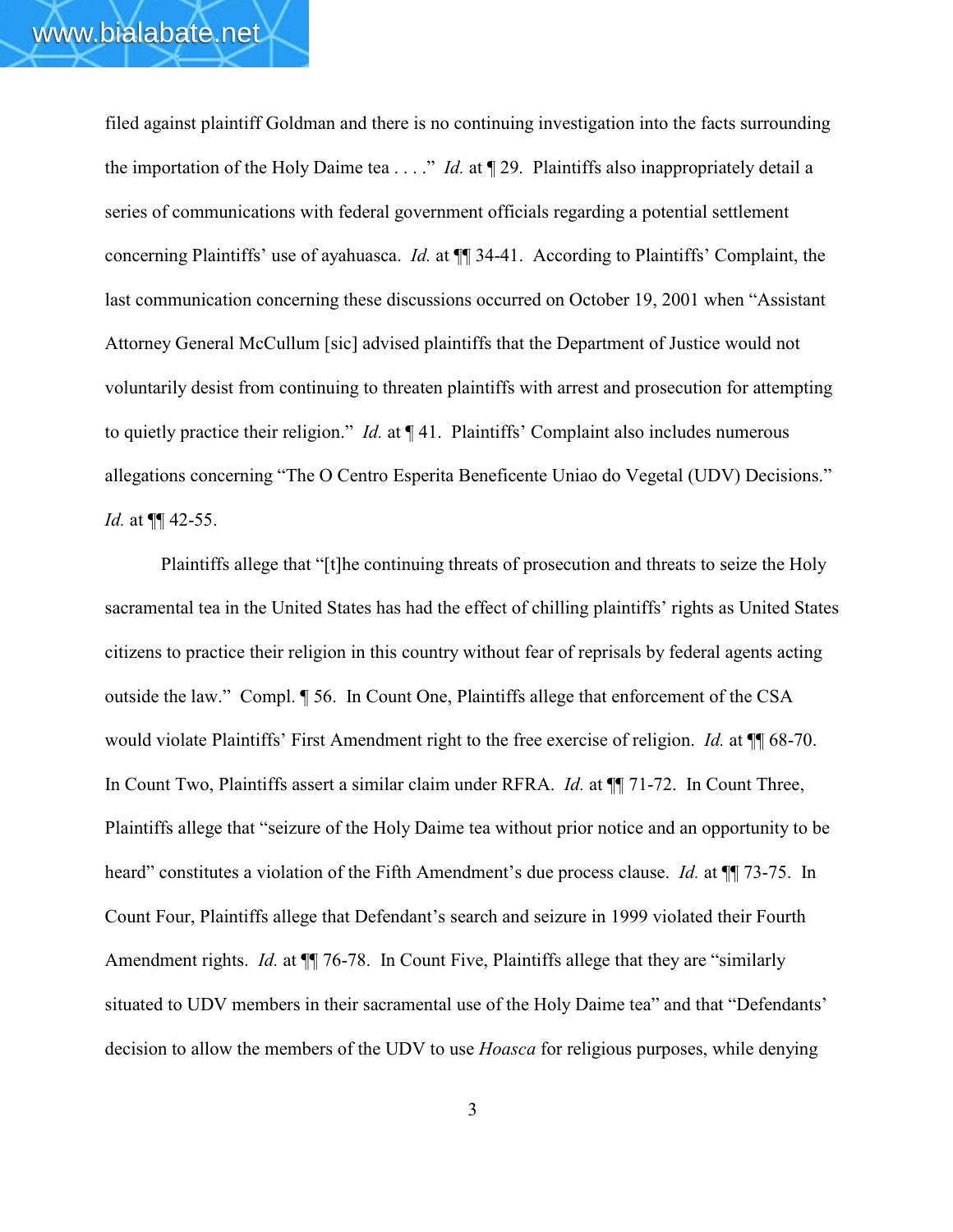filed against plaintiff Goldman and there is no continuing investigation into the facts surrounding the importation of the Holy Daime tea . . . ." *Id.* at ¶ 29. Plaintiffs also inappropriately detail a series of communications with federal government officials regarding a potential settlement concerning Plaintiffs' use of ayahuasca. *Id.* at ¶¶ 34-41. According to Plaintiffs' Complaint, the last communication concerning these discussions occurred on October 19, 2001 when "Assistant Attorney General McCullum [sic] advised plaintiffs that the Department of Justice would not voluntarily desist from continuing to threaten plaintiffs with arrest and prosecution for attempting to quietly practice their religion." *Id.* at ¶ 41. Plaintiffs' Complaint also includes numerous allegations concerning "The O Centro Esperita Beneficente Uniao do Vegetal (UDV) Decisions." *Id.* at ¶¶ 42-55.

Plaintiffs allege that "[t]he continuing threats of prosecution and threats to seize the Holy sacramental tea in the United States has had the effect of chilling plaintiffs' rights as United States citizens to practice their religion in this country without fear of reprisals by federal agents acting outside the law." Compl. ¶ 56. In Count One, Plaintiffs allege that enforcement of the CSA would violate Plaintiffs' First Amendment right to the free exercise of religion. *Id.* at ¶¶ 68-70. In Count Two, Plaintiffs assert a similar claim under RFRA. *Id.* at ¶¶ 71-72. In Count Three, Plaintiffs allege that "seizure of the Holy Daime tea without prior notice and an opportunity to be heard" constitutes a violation of the Fifth Amendment's due process clause. *Id.* at ¶¶ 73-75. In Count Four, Plaintiffs allege that Defendant's search and seizure in 1999 violated their Fourth Amendment rights. *Id.* at ¶¶ 76-78. In Count Five, Plaintiffs allege that they are "similarly situated to UDV members in their sacramental use of the Holy Daime tea" and that "Defendants' decision to allow the members of the UDV to use *Hoasca* for religious purposes, while denying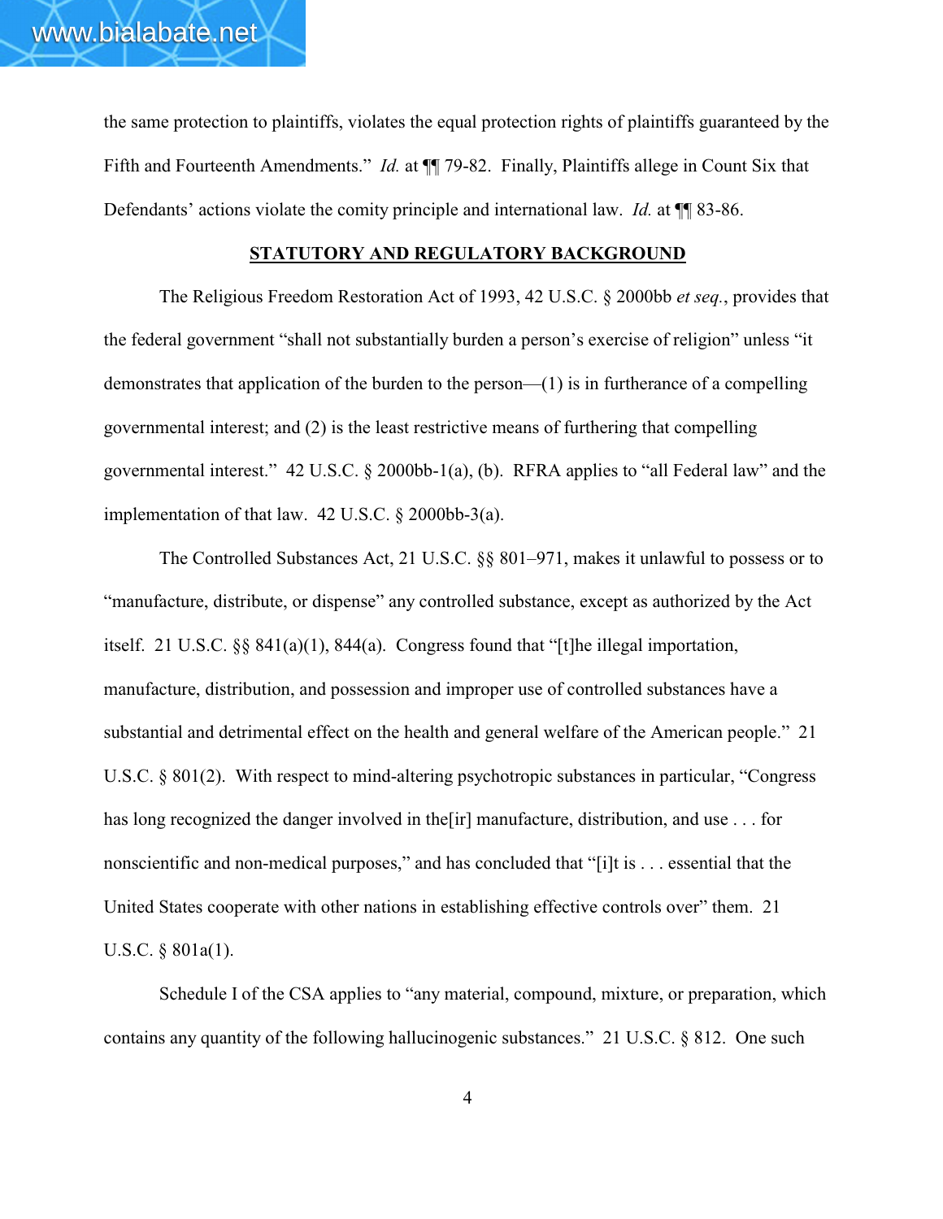the same protection to plaintiffs, violates the equal protection rights of plaintiffs guaranteed by the Fifth and Fourteenth Amendments." *Id.* at ¶¶ 79-82. Finally, Plaintiffs allege in Count Six that Defendants' actions violate the comity principle and international law. *Id.* at ¶¶ 83-86.

## STATUTORY AND REGULATORY BACKGROUND

The Religious Freedom Restoration Act of 1993, 42 U.S.C. § 2000bb *et seq.*, provides that the federal government "shall not substantially burden a person's exercise of religion" unless "it demonstrates that application of the burden to the person—(1) is in furtherance of a compelling governmental interest; and (2) is the least restrictive means of furthering that compelling governmental interest." 42 U.S.C. § 2000bb-1(a), (b). RFRA applies to "all Federal law" and the implementation of that law. 42 U.S.C. § 2000bb-3(a).

The Controlled Substances Act, 21 U.S.C. §§ 801–971, makes it unlawful to possess or to "manufacture, distribute, or dispense" any controlled substance, except as authorized by the Act itself. 21 U.S.C. §§ 841(a)(1), 844(a). Congress found that "[t]he illegal importation, manufacture, distribution, and possession and improper use of controlled substances have a substantial and detrimental effect on the health and general welfare of the American people." 21 U.S.C. § 801(2). With respect to mind-altering psychotropic substances in particular, "Congress has long recognized the danger involved in the[ir] manufacture, distribution, and use . . . for nonscientific and non-medical purposes," and has concluded that "[i]t is . . . essential that the United States cooperate with other nations in establishing effective controls over" them. 21 U.S.C. § 801a(1).

Schedule I of the CSA applies to "any material, compound, mixture, or preparation, which contains any quantity of the following hallucinogenic substances." 21 U.S.C. § 812. One such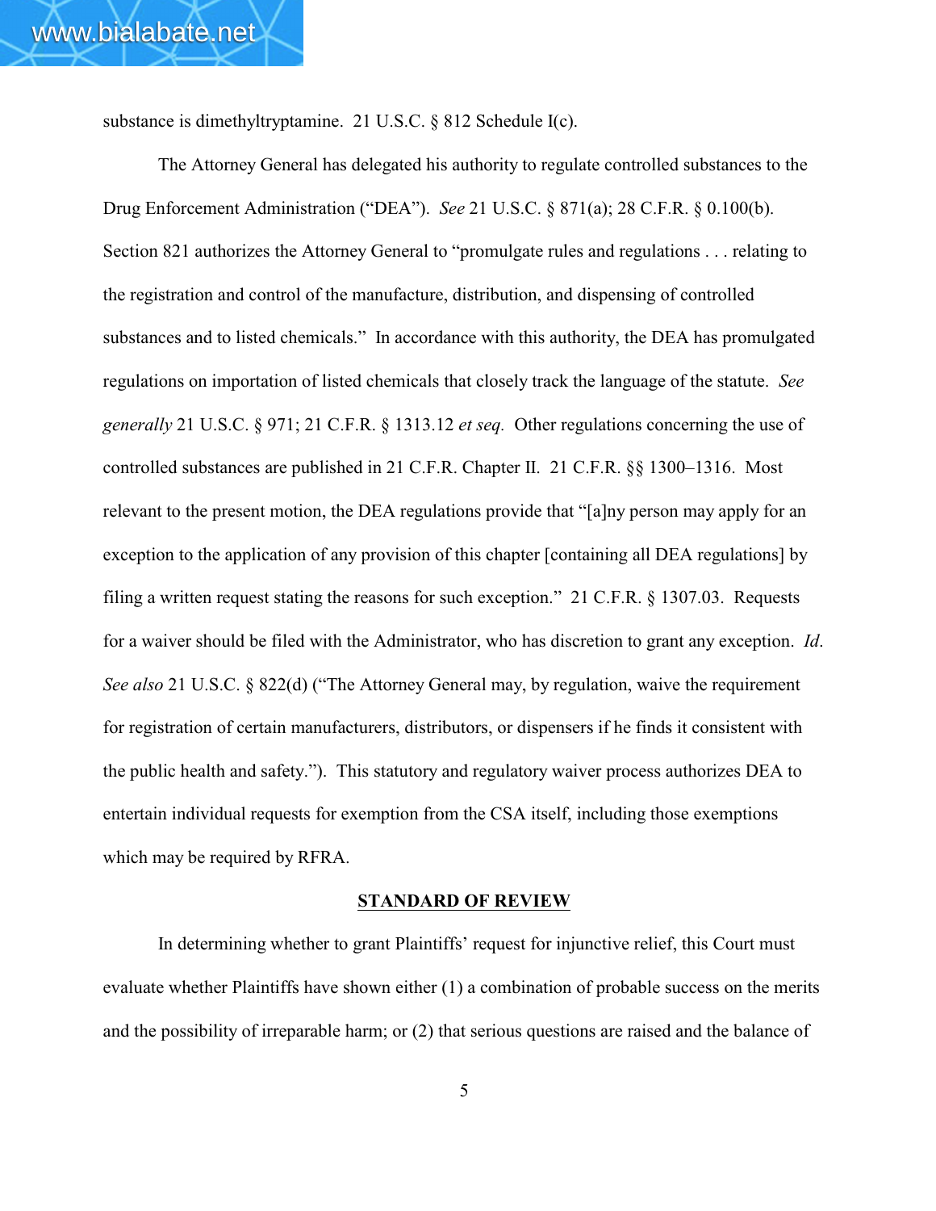substance is dimethyltryptamine. 21 U.S.C. § 812 Schedule I(c).

The Attorney General has delegated his authority to regulate controlled substances to the Drug Enforcement Administration ("DEA"). *See* 21 U.S.C. § 871(a); 28 C.F.R. § 0.100(b). Section 821 authorizes the Attorney General to "promulgate rules and regulations . . . relating to the registration and control of the manufacture, distribution, and dispensing of controlled substances and to listed chemicals." In accordance with this authority, the DEA has promulgated regulations on importation of listed chemicals that closely track the language of the statute. *See generally* 21 U.S.C. § 971; 21 C.F.R. § 1313.12 *et seq.* Other regulations concerning the use of controlled substances are published in 21 C.F.R. Chapter II. 21 C.F.R. §§ 1300–1316. Most relevant to the present motion, the DEA regulations provide that "[a]ny person may apply for an exception to the application of any provision of this chapter [containing all DEA regulations] by filing a written request stating the reasons for such exception." 21 C.F.R. § 1307.03. Requests for a waiver should be filed with the Administrator, who has discretion to grant any exception. *Id*. *See also* 21 U.S.C. § 822(d) ("The Attorney General may, by regulation, waive the requirement for registration of certain manufacturers, distributors, or dispensers if he finds it consistent with the public health and safety."). This statutory and regulatory waiver process authorizes DEA to entertain individual requests for exemption from the CSA itself, including those exemptions which may be required by RFRA.

## STANDARD OF REVIEW

In determining whether to grant Plaintiffs' request for injunctive relief, this Court must evaluate whether Plaintiffs have shown either (1) a combination of probable success on the merits and the possibility of irreparable harm; or (2) that serious questions are raised and the balance of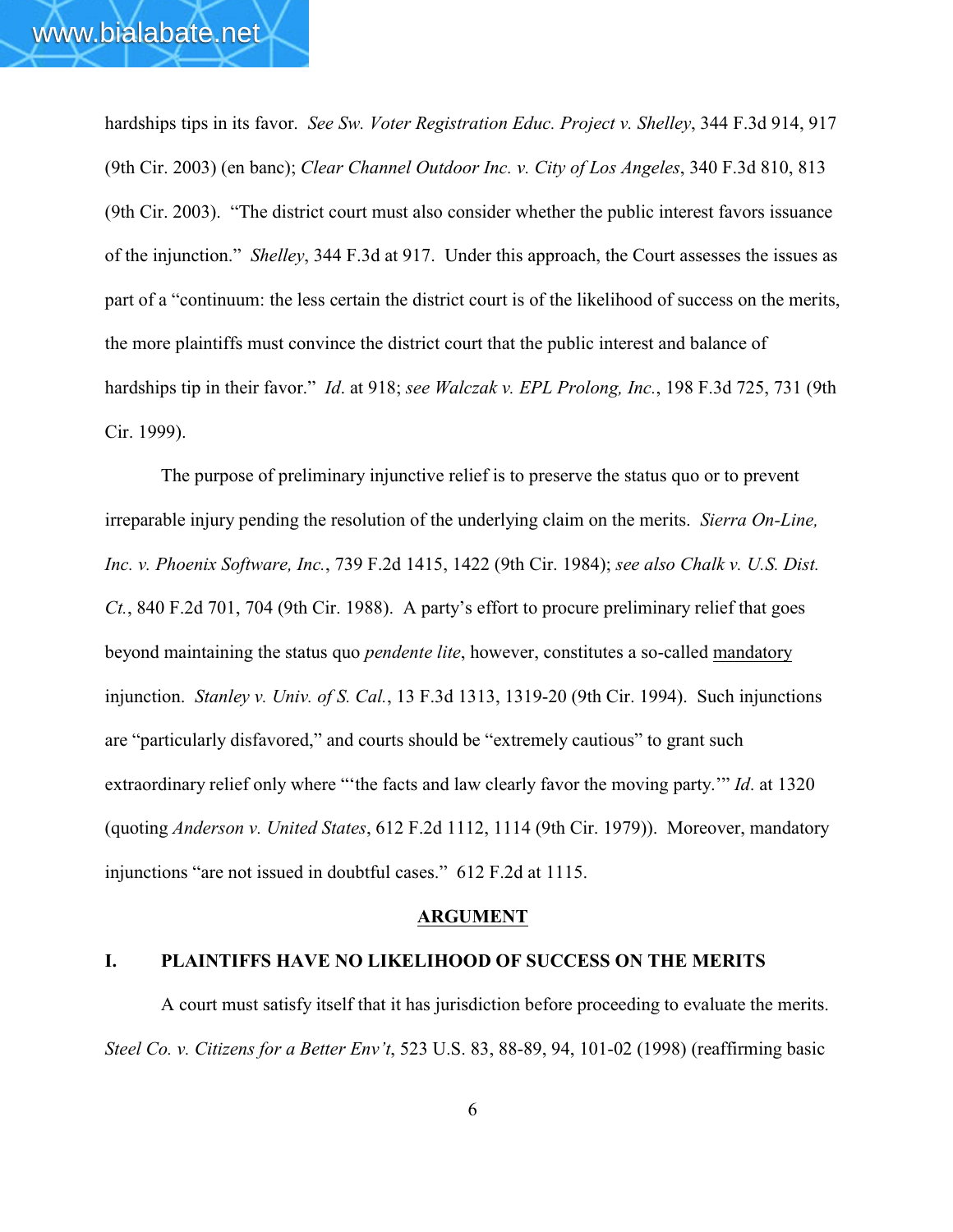hardships tips in its favor. *See Sw. Voter Registration Educ. Project v. Shelley*, 344 F.3d 914, 917 (9th Cir. 2003) (en banc); *Clear Channel Outdoor Inc. v. City of Los Angeles*, 340 F.3d 810, 813 (9th Cir. 2003). "The district court must also consider whether the public interest favors issuance of the injunction." *Shelley*, 344 F.3d at 917. Under this approach, the Court assesses the issues as part of a "continuum: the less certain the district court is of the likelihood of success on the merits, the more plaintiffs must convince the district court that the public interest and balance of hardships tip in their favor." *Id*. at 918; *see Walczak v. EPL Prolong, Inc.*, 198 F.3d 725, 731 (9th Cir. 1999).

The purpose of preliminary injunctive relief is to preserve the status quo or to prevent irreparable injury pending the resolution of the underlying claim on the merits. *Sierra On-Line, Inc. v. Phoenix Software, Inc.*, 739 F.2d 1415, 1422 (9th Cir. 1984); *see also Chalk v. U.S. Dist. Ct.*, 840 F.2d 701, 704 (9th Cir. 1988). A party's effort to procure preliminary relief that goes beyond maintaining the status quo *pendente lite*, however, constitutes a so-called <u>mandatory</u> injunction. *Stanley v. Univ. of S. Cal.*, 13 F.3d 1313, 1319-20 (9th Cir. 1994). Such injunctions are "particularly disfavored," and courts should be "extremely cautious" to grant such extraordinary relief only where "'the facts and law clearly favor the moving party.'" *Id*. at 1320 (quoting *Anderson v. United States*, 612 F.2d 1112, 1114 (9th Cir. 1979)). Moreover, mandatory injunctions "are not issued in doubtful cases." 612 F.2d at 1115.

## ARGUMENT

### I. PLAINTIFFS HAVE NO LIKELIHOOD OF SUCCESS ON THE MERITS

A court must satisfy itself that it has jurisdiction before proceeding to evaluate the merits. *Steel Co. v. Citizens for a Better Env't*, 523 U.S. 83, 88-89, 94, 101-02 (1998) (reaffirming basic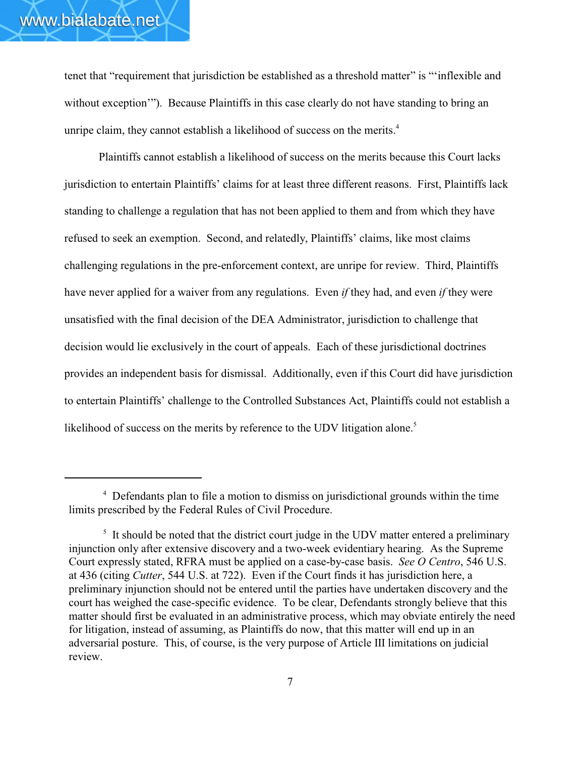tenet that "requirement that jurisdiction be established as a threshold matter" is "'inflexible and without exception'"). Because Plaintiffs in this case clearly do not have standing to bring an unripe claim, they cannot establish a likelihood of success on the merits.[4]

Plaintiffs cannot establish a likelihood of success on the merits because this Court lacks jurisdiction to entertain Plaintiffs' claims for at least three different reasons. First, Plaintiffs lack standing to challenge a regulation that has not been applied to them and from which they have refused to seek an exemption. Second, and relatedly, Plaintiffs' claims, like most claims challenging regulations in the pre-enforcement context, are unripe for review. Third, Plaintiffs have never applied for a waiver from any regulations. Even *if* they had, and even *if* they were unsatisfied with the final decision of the DEA Administrator, jurisdiction to challenge that decision would lie exclusively in the court of appeals. Each of these jurisdictional doctrines provides an independent basis for dismissal. Additionally, even if this Court did have jurisdiction to entertain Plaintiffs' challenge to the Controlled Substances Act, Plaintiffs could not establish a likelihood of success on the merits by reference to the UDV litigation alone.[5]

---

[4] Defendants plan to file a motion to dismiss on jurisdictional grounds within the time limits prescribed by the Federal Rules of Civil Procedure.

[5] It should be noted that the district court judge in the UDV matter entered a preliminary injunction only after extensive discovery and a two-week evidentiary hearing. As the Supreme Court expressly stated, RFRA must be applied on a case-by-case basis. *See O Centro*, 546 U.S. at 436 (citing *Cutter*, 544 U.S. at 722). Even if the Court finds it has jurisdiction here, a preliminary injunction should not be entered until the parties have undertaken discovery and the court has weighed the case-specific evidence. To be clear, Defendants strongly believe that this matter should first be evaluated in an administrative process, which may obviate entirely the need for litigation, instead of assuming, as Plaintiffs do now, that this matter will end up in an adversarial posture. This, of course, is the very purpose of Article III limitations on judicial review.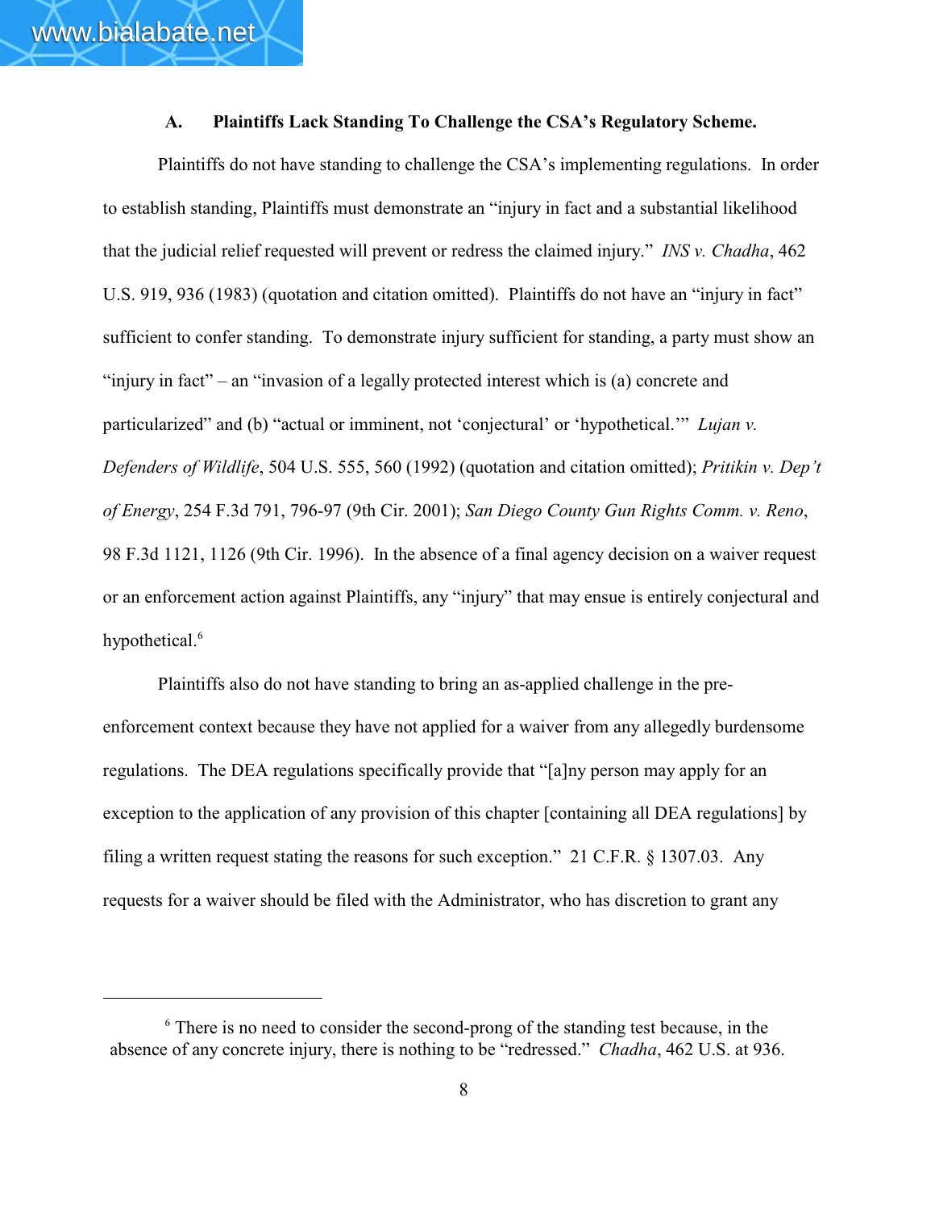### A. Plaintiffs Lack Standing To Challenge the CSA's Regulatory Scheme.

Plaintiffs do not have standing to challenge the CSA's implementing regulations. In order to establish standing, Plaintiffs must demonstrate an "injury in fact and a substantial likelihood that the judicial relief requested will prevent or redress the claimed injury." *INS v. Chadha*, 462 U.S. 919, 936 (1983) (quotation and citation omitted). Plaintiffs do not have an "injury in fact" sufficient to confer standing. To demonstrate injury sufficient for standing, a party must show an "injury in fact" – an "invasion of a legally protected interest which is (a) concrete and particularized" and (b) "actual or imminent, not 'conjectural' or 'hypothetical.'" *Lujan v. Defenders of Wildlife*, 504 U.S. 555, 560 (1992) (quotation and citation omitted); *Pritikin v. Dep't of Energy*, 254 F.3d 791, 796-97 (9th Cir. 2001); *San Diego County Gun Rights Comm. v. Reno*, 98 F.3d 1121, 1126 (9th Cir. 1996). In the absence of a final agency decision on a waiver request or an enforcement action against Plaintiffs, any "injury" that may ensue is entirely conjectural and hypothetical.[6]

Plaintiffs also do not have standing to bring an as-applied challenge in the pre-enforcement context because they have not applied for a waiver from any allegedly burdensome regulations. The DEA regulations specifically provide that "[a]ny person may apply for an exception to the application of any provision of this chapter [containing all DEA regulations] by filing a written request stating the reasons for such exception." 21 C.F.R. § 1307.03. Any requests for a waiver should be filed with the Administrator, who has discretion to grant any

---

[6] There is no need to consider the second-prong of the standing test because, in the absence of any concrete injury, there is nothing to be "redressed." *Chadha*, 462 U.S. at 936.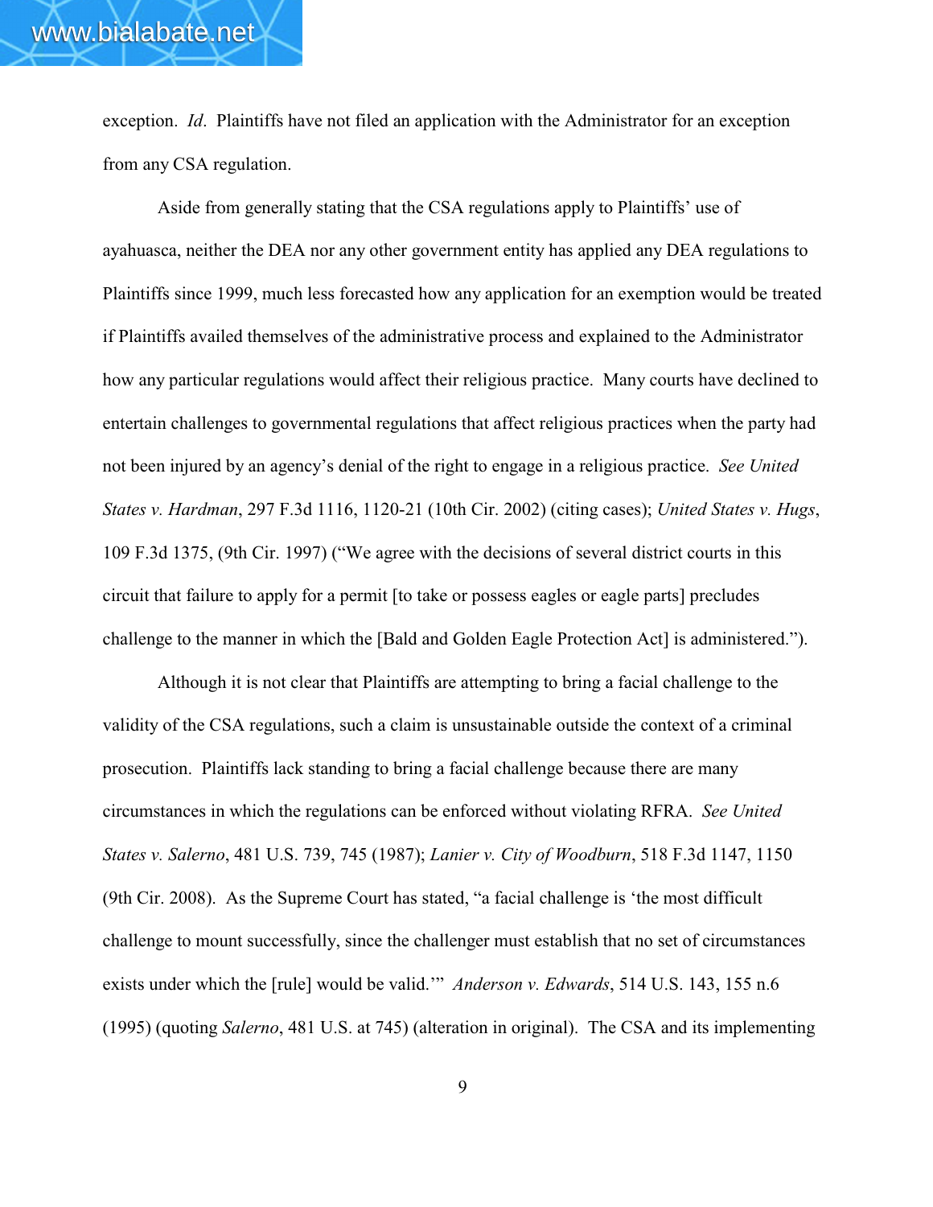exception. *Id*. Plaintiffs have not filed an application with the Administrator for an exception from any CSA regulation.

Aside from generally stating that the CSA regulations apply to Plaintiffs' use of ayahuasca, neither the DEA nor any other government entity has applied any DEA regulations to Plaintiffs since 1999, much less forecasted how any application for an exemption would be treated if Plaintiffs availed themselves of the administrative process and explained to the Administrator how any particular regulations would affect their religious practice. Many courts have declined to entertain challenges to governmental regulations that affect religious practices when the party had not been injured by an agency's denial of the right to engage in a religious practice. *See United States v. Hardman*, 297 F.3d 1116, 1120-21 (10th Cir. 2002) (citing cases); *United States v. Hugs*, 109 F.3d 1375, (9th Cir. 1997) ("We agree with the decisions of several district courts in this circuit that failure to apply for a permit [to take or possess eagles or eagle parts] precludes challenge to the manner in which the [Bald and Golden Eagle Protection Act] is administered.").

Although it is not clear that Plaintiffs are attempting to bring a facial challenge to the validity of the CSA regulations, such a claim is unsustainable outside the context of a criminal prosecution. Plaintiffs lack standing to bring a facial challenge because there are many circumstances in which the regulations can be enforced without violating RFRA. *See United States v. Salerno*, 481 U.S. 739, 745 (1987); *Lanier v. City of Woodburn*, 518 F.3d 1147, 1150 (9th Cir. 2008). As the Supreme Court has stated, "a facial challenge is 'the most difficult challenge to mount successfully, since the challenger must establish that no set of circumstances exists under which the [rule] would be valid.'" *Anderson v. Edwards*, 514 U.S. 143, 155 n.6 (1995) (quoting *Salerno*, 481 U.S. at 745) (alteration in original). The CSA and its implementing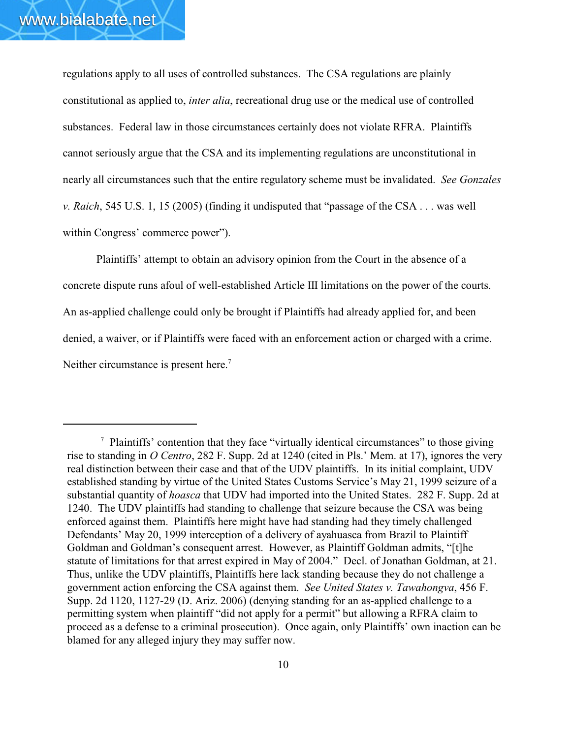regulations apply to all uses of controlled substances. The CSA regulations are plainly constitutional as applied to, *inter alia*, recreational drug use or the medical use of controlled substances. Federal law in those circumstances certainly does not violate RFRA. Plaintiffs cannot seriously argue that the CSA and its implementing regulations are unconstitutional in nearly all circumstances such that the entire regulatory scheme must be invalidated. *See Gonzales v. Raich*, 545 U.S. 1, 15 (2005) (finding it undisputed that "passage of the CSA . . . was well within Congress' commerce power").

Plaintiffs' attempt to obtain an advisory opinion from the Court in the absence of a concrete dispute runs afoul of well-established Article III limitations on the power of the courts. An as-applied challenge could only be brought if Plaintiffs had already applied for, and been denied, a waiver, or if Plaintiffs were faced with an enforcement action or charged with a crime. Neither circumstance is present here.[7]

---

[7] Plaintiffs' contention that they face "virtually identical circumstances" to those giving rise to standing in *O Centro*, 282 F. Supp. 2d at 1240 (cited in Pls.' Mem. at 17), ignores the very real distinction between their case and that of the UDV plaintiffs. In its initial complaint, UDV established standing by virtue of the United States Customs Service's May 21, 1999 seizure of a substantial quantity of *hoasca* that UDV had imported into the United States. 282 F. Supp. 2d at 1240. The UDV plaintiffs had standing to challenge that seizure because the CSA was being enforced against them. Plaintiffs here might have had standing had they timely challenged Defendants' May 20, 1999 interception of a delivery of ayahuasca from Brazil to Plaintiff Goldman and Goldman's consequent arrest. However, as Plaintiff Goldman admits, "[t]he statute of limitations for that arrest expired in May of 2004." Decl. of Jonathan Goldman, at 21. Thus, unlike the UDV plaintiffs, Plaintiffs here lack standing because they do not challenge a government action enforcing the CSA against them. *See United States v. Tawahongva*, 456 F. Supp. 2d 1120, 1127-29 (D. Ariz. 2006) (denying standing for an as-applied challenge to a permitting system when plaintiff "did not apply for a permit" but allowing a RFRA claim to proceed as a defense to a criminal prosecution). Once again, only Plaintiffs' own inaction can be blamed for any alleged injury they may suffer now.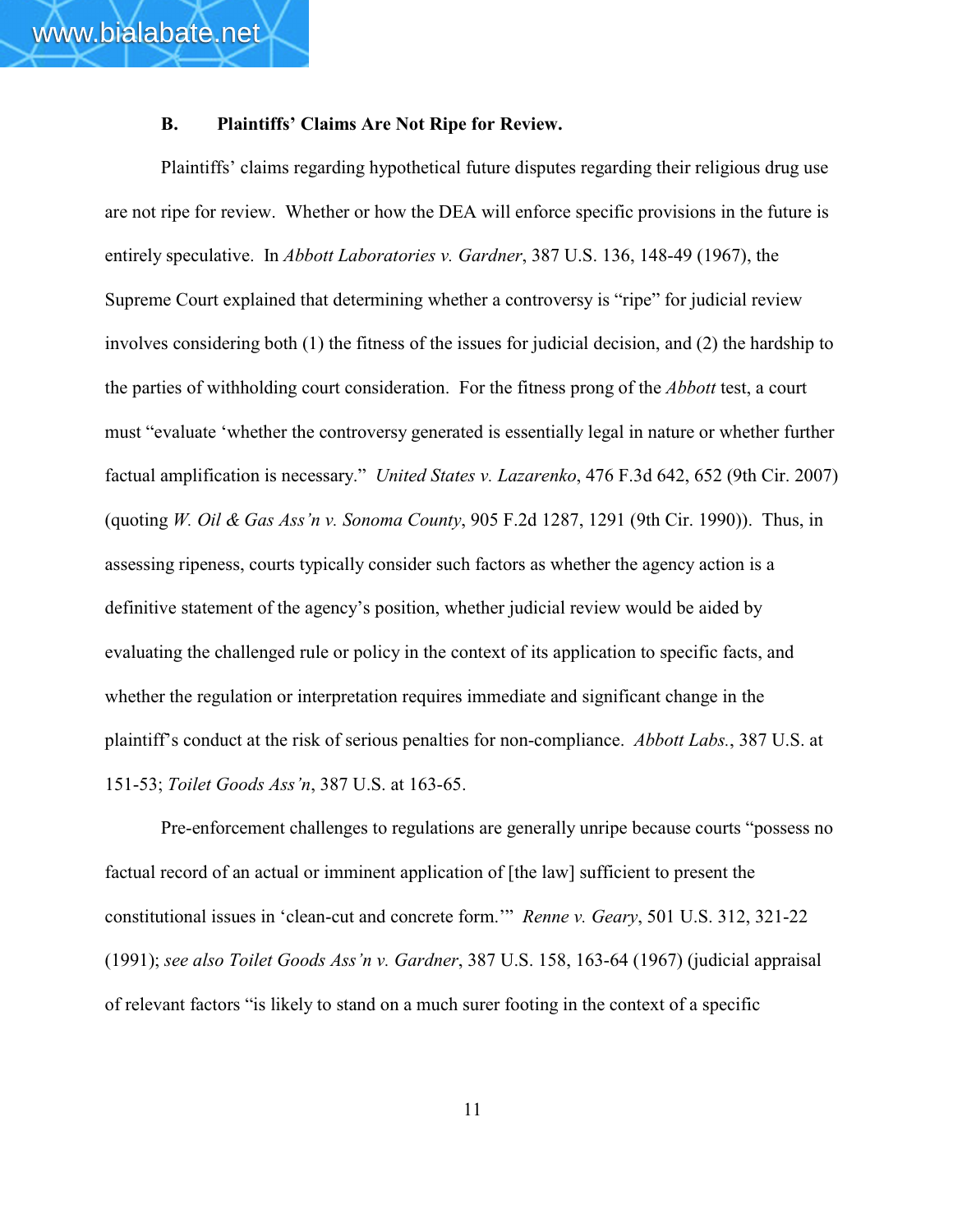### B. Plaintiffs' Claims Are Not Ripe for Review.

Plaintiffs' claims regarding hypothetical future disputes regarding their religious drug use are not ripe for review. Whether or how the DEA will enforce specific provisions in the future is entirely speculative. In *Abbott Laboratories v. Gardner*, 387 U.S. 136, 148-49 (1967), the Supreme Court explained that determining whether a controversy is "ripe" for judicial review involves considering both (1) the fitness of the issues for judicial decision, and (2) the hardship to the parties of withholding court consideration. For the fitness prong of the *Abbott* test, a court must "evaluate 'whether the controversy generated is essentially legal in nature or whether further factual amplification is necessary." *United States v. Lazarenko*, 476 F.3d 642, 652 (9th Cir. 2007) (quoting *W. Oil & Gas Ass'n v. Sonoma County*, 905 F.2d 1287, 1291 (9th Cir. 1990)). Thus, in assessing ripeness, courts typically consider such factors as whether the agency action is a definitive statement of the agency's position, whether judicial review would be aided by evaluating the challenged rule or policy in the context of its application to specific facts, and whether the regulation or interpretation requires immediate and significant change in the plaintiff's conduct at the risk of serious penalties for non-compliance. *Abbott Labs.*, 387 U.S. at 151-53; *Toilet Goods Ass'n*, 387 U.S. at 163-65.

Pre-enforcement challenges to regulations are generally unripe because courts "possess no factual record of an actual or imminent application of [the law] sufficient to present the constitutional issues in 'clean-cut and concrete form.'" *Renne v. Geary*, 501 U.S. 312, 321-22 (1991); *see also Toilet Goods Ass'n v. Gardner*, 387 U.S. 158, 163-64 (1967) (judicial appraisal of relevant factors "is likely to stand on a much surer footing in the context of a specific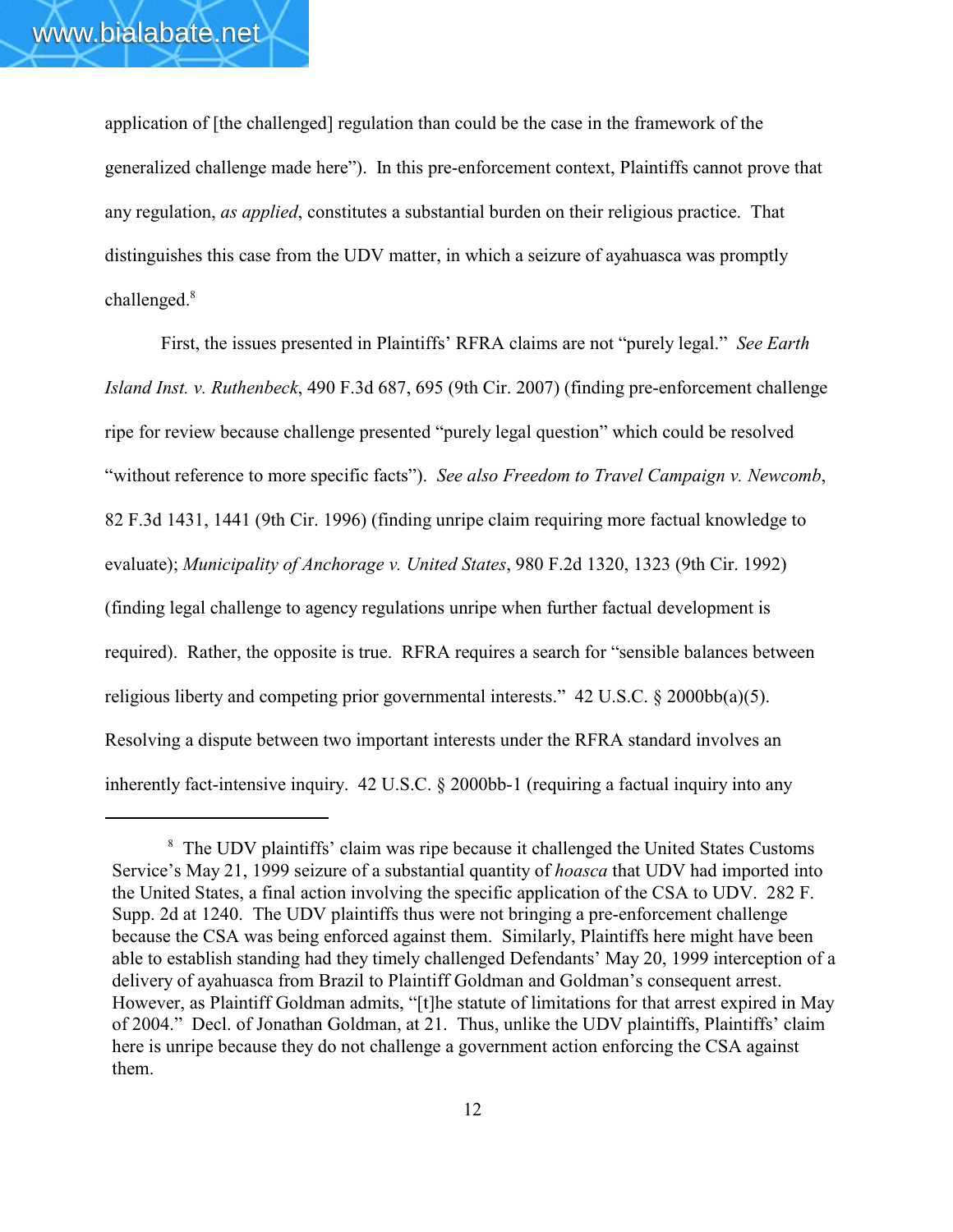application of [the challenged] regulation than could be the case in the framework of the generalized challenge made here"). In this pre-enforcement context, Plaintiffs cannot prove that any regulation, *as applied*, constitutes a substantial burden on their religious practice. That distinguishes this case from the UDV matter, in which a seizure of ayahuasca was promptly challenged.[8]

First, the issues presented in Plaintiffs' RFRA claims are not "purely legal." *See Earth Island Inst. v. Ruthenbeck*, 490 F.3d 687, 695 (9th Cir. 2007) (finding pre-enforcement challenge ripe for review because challenge presented "purely legal question" which could be resolved "without reference to more specific facts"). *See also Freedom to Travel Campaign v. Newcomb*, 82 F.3d 1431, 1441 (9th Cir. 1996) (finding unripe claim requiring more factual knowledge to evaluate); *Municipality of Anchorage v. United States*, 980 F.2d 1320, 1323 (9th Cir. 1992) (finding legal challenge to agency regulations unripe when further factual development is required). Rather, the opposite is true. RFRA requires a search for "sensible balances between religious liberty and competing prior governmental interests." 42 U.S.C. § 2000bb(a)(5). Resolving a dispute between two important interests under the RFRA standard involves an inherently fact-intensive inquiry. 42 U.S.C. § 2000bb-1 (requiring a factual inquiry into any

---

[8] The UDV plaintiffs' claim was ripe because it challenged the United States Customs Service's May 21, 1999 seizure of a substantial quantity of *hoasca* that UDV had imported into the United States, a final action involving the specific application of the CSA to UDV. 282 F. Supp. 2d at 1240. The UDV plaintiffs thus were not bringing a pre-enforcement challenge because the CSA was being enforced against them. Similarly, Plaintiffs here might have been able to establish standing had they timely challenged Defendants' May 20, 1999 interception of a delivery of ayahuasca from Brazil to Plaintiff Goldman and Goldman's consequent arrest. However, as Plaintiff Goldman admits, "[t]he statute of limitations for that arrest expired in May of 2004." Decl. of Jonathan Goldman, at 21. Thus, unlike the UDV plaintiffs, Plaintiffs' claim here is unripe because they do not challenge a government action enforcing the CSA against them.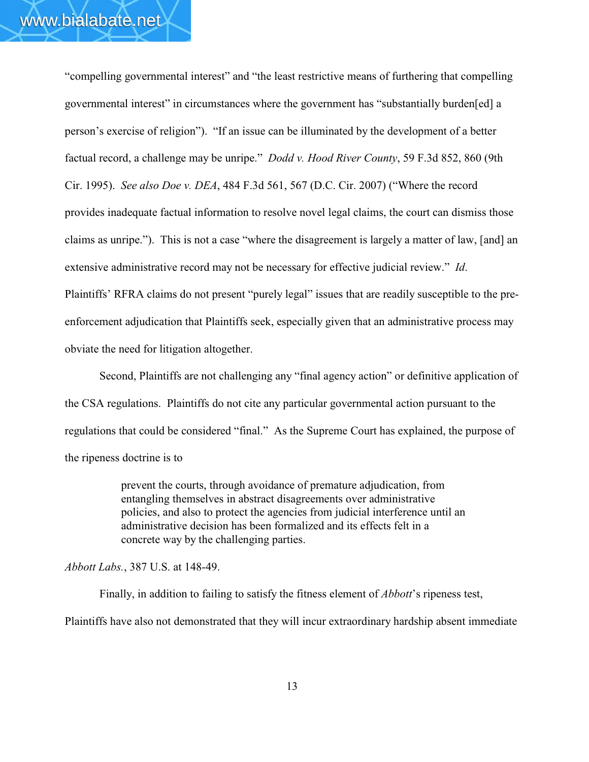"compelling governmental interest" and "the least restrictive means of furthering that compelling governmental interest" in circumstances where the government has "substantially burden[ed] a person's exercise of religion"). "If an issue can be illuminated by the development of a better factual record, a challenge may be unripe." *Dodd v. Hood River County*, 59 F.3d 852, 860 (9th Cir. 1995). *See also Doe v. DEA*, 484 F.3d 561, 567 (D.C. Cir. 2007) ("Where the record provides inadequate factual information to resolve novel legal claims, the court can dismiss those claims as unripe."). This is not a case "where the disagreement is largely a matter of law, [and] an extensive administrative record may not be necessary for effective judicial review." *Id*. Plaintiffs' RFRA claims do not present "purely legal" issues that are readily susceptible to the pre-enforcement adjudication that Plaintiffs seek, especially given that an administrative process may obviate the need for litigation altogether.

Second, Plaintiffs are not challenging any "final agency action" or definitive application of the CSA regulations. Plaintiffs do not cite any particular governmental action pursuant to the regulations that could be considered "final." As the Supreme Court has explained, the purpose of the ripeness doctrine is to

> prevent the courts, through avoidance of premature adjudication, from entangling themselves in abstract disagreements over administrative policies, and also to protect the agencies from judicial interference until an administrative decision has been formalized and its effects felt in a concrete way by the challenging parties.

*Abbott Labs.*, 387 U.S. at 148-49.

Finally, in addition to failing to satisfy the fitness element of *Abbott*'s ripeness test, Plaintiffs have also not demonstrated that they will incur extraordinary hardship absent immediate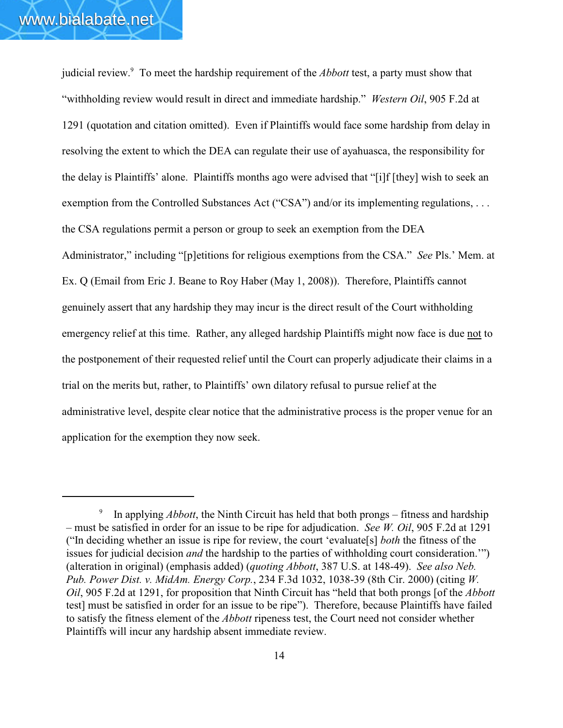judicial review.[9] To meet the hardship requirement of the *Abbott* test, a party must show that "withholding review would result in direct and immediate hardship." *Western Oil*, 905 F.2d at 1291 (quotation and citation omitted). Even if Plaintiffs would face some hardship from delay in resolving the extent to which the DEA can regulate their use of ayahuasca, the responsibility for the delay is Plaintiffs' alone. Plaintiffs months ago were advised that "[i]f [they] wish to seek an exemption from the Controlled Substances Act ("CSA") and/or its implementing regulations, . . . the CSA regulations permit a person or group to seek an exemption from the DEA Administrator," including "[p]etitions for religious exemptions from the CSA." *See* Pls.' Mem. at Ex. Q (Email from Eric J. Beane to Roy Haber (May 1, 2008)). Therefore, Plaintiffs cannot genuinely assert that any hardship they may incur is the direct result of the Court withholding emergency relief at this time. Rather, any alleged hardship Plaintiffs might now face is due <u>not</u> to the postponement of their requested relief until the Court can properly adjudicate their claims in a trial on the merits but, rather, to Plaintiffs' own dilatory refusal to pursue relief at the administrative level, despite clear notice that the administrative process is the proper venue for an application for the exemption they now seek.

---

[9] In applying *Abbott*, the Ninth Circuit has held that both prongs – fitness and hardship – must be satisfied in order for an issue to be ripe for adjudication. *See W. Oil*, 905 F.2d at 1291 ("In deciding whether an issue is ripe for review, the court 'evaluate[s] *both* the fitness of the issues for judicial decision *and* the hardship to the parties of withholding court consideration.'") (alteration in original) (emphasis added) (*quoting Abbott*, 387 U.S. at 148-49). *See also Neb. Pub. Power Dist. v. MidAm. Energy Corp.*, 234 F.3d 1032, 1038-39 (8th Cir. 2000) (citing *W. Oil*, 905 F.2d at 1291, for proposition that Ninth Circuit has "held that both prongs [of the *Abbott* test] must be satisfied in order for an issue to be ripe"). Therefore, because Plaintiffs have failed to satisfy the fitness element of the *Abbott* ripeness test, the Court need not consider whether Plaintiffs will incur any hardship absent immediate review.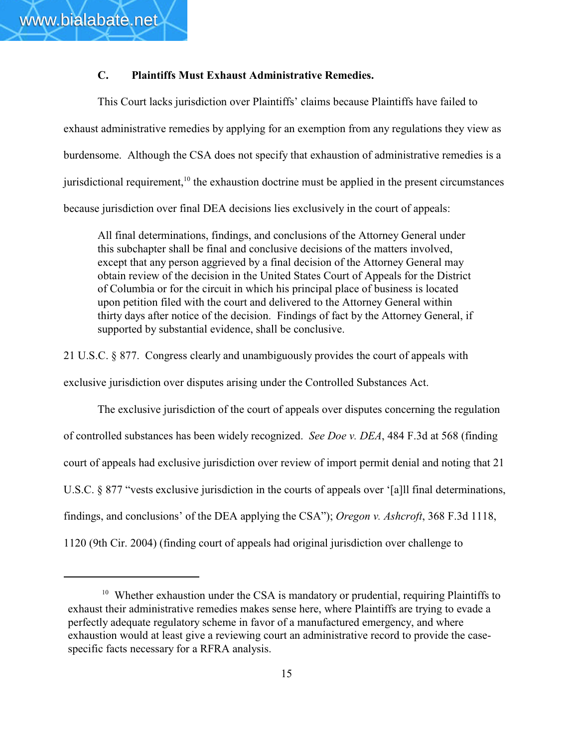### C. Plaintiffs Must Exhaust Administrative Remedies.

This Court lacks jurisdiction over Plaintiffs' claims because Plaintiffs have failed to exhaust administrative remedies by applying for an exemption from any regulations they view as burdensome. Although the CSA does not specify that exhaustion of administrative remedies is a jurisdictional requirement,[10] the exhaustion doctrine must be applied in the present circumstances because jurisdiction over final DEA decisions lies exclusively in the court of appeals:

> All final determinations, findings, and conclusions of the Attorney General under this subchapter shall be final and conclusive decisions of the matters involved, except that any person aggrieved by a final decision of the Attorney General may obtain review of the decision in the United States Court of Appeals for the District of Columbia or for the circuit in which his principal place of business is located upon petition filed with the court and delivered to the Attorney General within thirty days after notice of the decision. Findings of fact by the Attorney General, if supported by substantial evidence, shall be conclusive.

21 U.S.C. § 877. Congress clearly and unambiguously provides the court of appeals with exclusive jurisdiction over disputes arising under the Controlled Substances Act.

The exclusive jurisdiction of the court of appeals over disputes concerning the regulation of controlled substances has been widely recognized. *See Doe v. DEA*, 484 F.3d at 568 (finding court of appeals had exclusive jurisdiction over review of import permit denial and noting that 21 U.S.C. § 877 "vests exclusive jurisdiction in the courts of appeals over '[a]ll final determinations, findings, and conclusions' of the DEA applying the CSA"); *Oregon v. Ashcroft*, 368 F.3d 1118, 1120 (9th Cir. 2004) (finding court of appeals had original jurisdiction over challenge to

---

[10] Whether exhaustion under the CSA is mandatory or prudential, requiring Plaintiffs to exhaust their administrative remedies makes sense here, where Plaintiffs are trying to evade a perfectly adequate regulatory scheme in favor of a manufactured emergency, and where exhaustion would at least give a reviewing court an administrative record to provide the case-specific facts necessary for a RFRA analysis.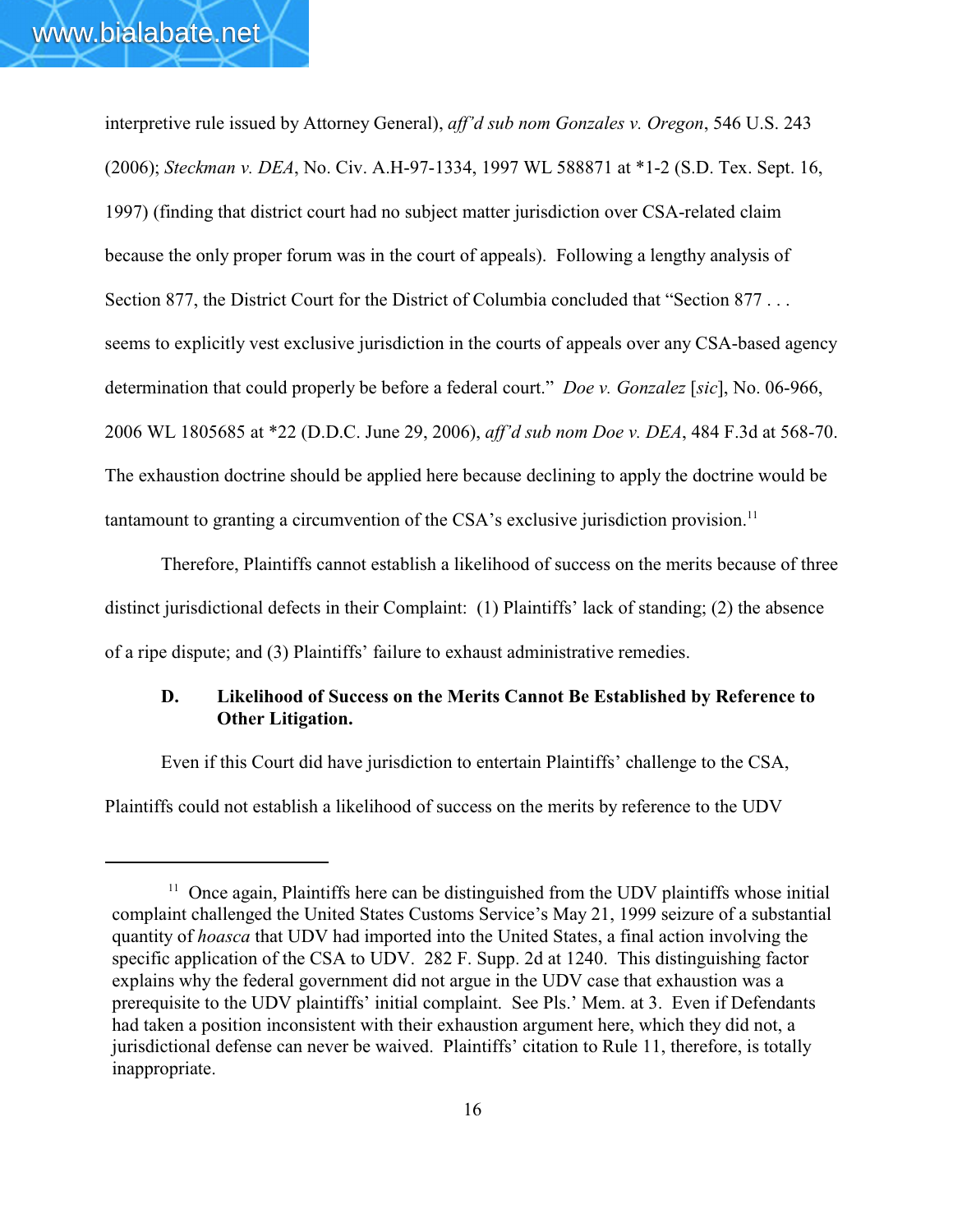interpretive rule issued by Attorney General), *aff'd sub nom Gonzales v. Oregon*, 546 U.S. 243 (2006); *Steckman v. DEA*, No. Civ. A.H-97-1334, 1997 WL 588871 at *1-2 (S.D. Tex. Sept. 16, 1997) (finding that district court had no subject matter jurisdiction over CSA-related claim because the only proper forum was in the court of appeals). Following a lengthy analysis of Section 877, the District Court for the District of Columbia concluded that "Section 877 . . . seems to explicitly vest exclusive jurisdiction in the courts of appeals over any CSA-based agency determination that could properly be before a federal court." *Doe v. Gonzalez* [*sic*], No. 06-966, 2006 WL 1805685 at *22 (D.D.C. June 29, 2006), *aff'd sub nom Doe v. DEA*, 484 F.3d at 568-70. The exhaustion doctrine should be applied here because declining to apply the doctrine would be tantamount to granting a circumvention of the CSA's exclusive jurisdiction provision.[11]

Therefore, Plaintiffs cannot establish a likelihood of success on the merits because of three distinct jurisdictional defects in their Complaint: (1) Plaintiffs' lack of standing; (2) the absence of a ripe dispute; and (3) Plaintiffs' failure to exhaust administrative remedies.

### D. Likelihood of Success on the Merits Cannot Be Established by Reference to Other Litigation.

Even if this Court did have jurisdiction to entertain Plaintiffs' challenge to the CSA, Plaintiffs could not establish a likelihood of success on the merits by reference to the UDV

---

[11] Once again, Plaintiffs here can be distinguished from the UDV plaintiffs whose initial complaint challenged the United States Customs Service's May 21, 1999 seizure of a substantial quantity of *hoasca* that UDV had imported into the United States, a final action involving the specific application of the CSA to UDV. 282 F. Supp. 2d at 1240. This distinguishing factor explains why the federal government did not argue in the UDV case that exhaustion was a prerequisite to the UDV plaintiffs' initial complaint. See Pls.' Mem. at 3. Even if Defendants had taken a position inconsistent with their exhaustion argument here, which they did not, a jurisdictional defense can never be waived. Plaintiffs' citation to Rule 11, therefore, is totally inappropriate.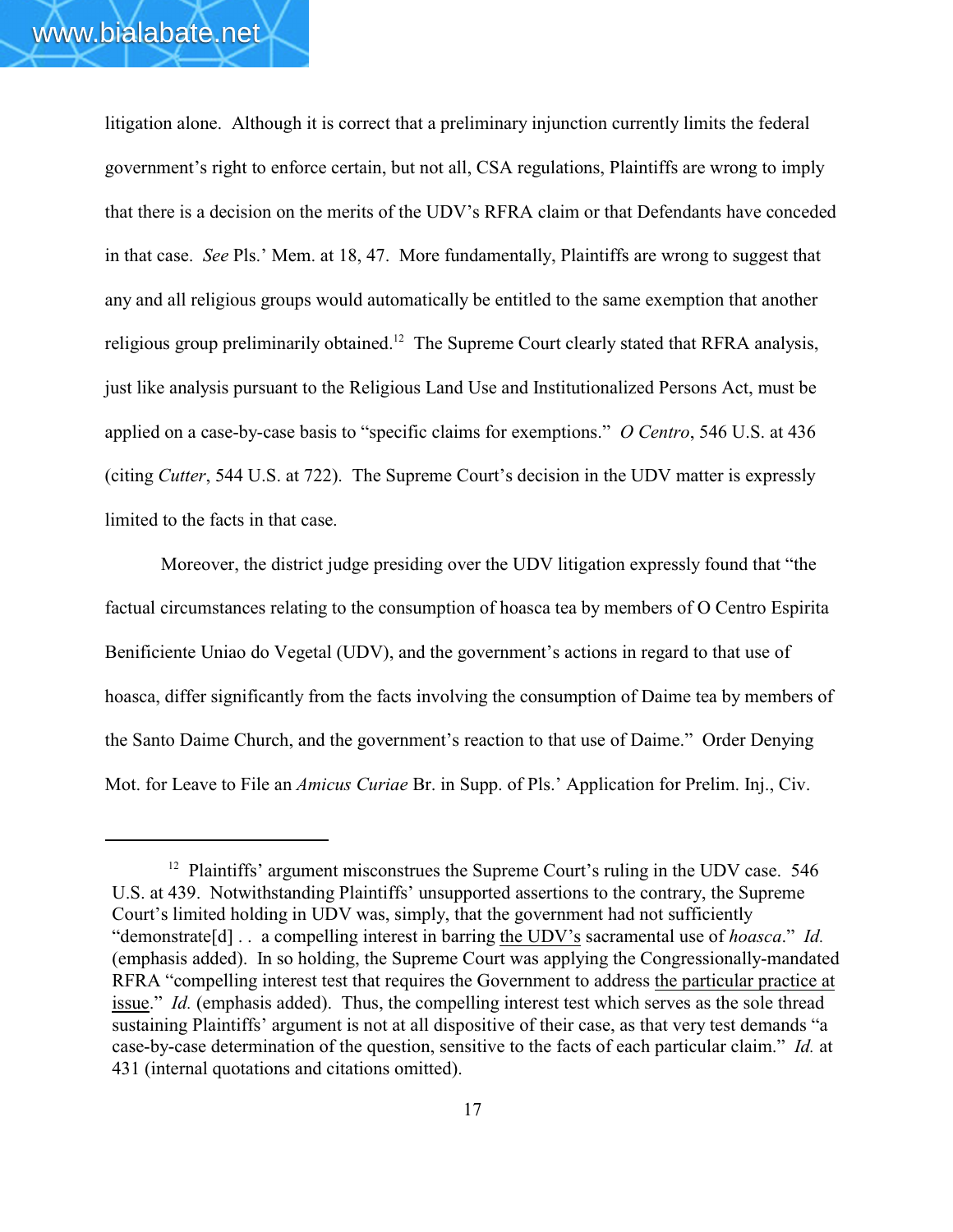litigation alone. Although it is correct that a preliminary injunction currently limits the federal government's right to enforce certain, but not all, CSA regulations, Plaintiffs are wrong to imply that there is a decision on the merits of the UDV's RFRA claim or that Defendants have conceded in that case. *See* Pls.' Mem. at 18, 47. More fundamentally, Plaintiffs are wrong to suggest that any and all religious groups would automatically be entitled to the same exemption that another religious group preliminarily obtained.[12] The Supreme Court clearly stated that RFRA analysis, just like analysis pursuant to the Religious Land Use and Institutionalized Persons Act, must be applied on a case-by-case basis to "specific claims for exemptions." *O Centro*, 546 U.S. at 436 (citing *Cutter*, 544 U.S. at 722). The Supreme Court's decision in the UDV matter is expressly limited to the facts in that case.

Moreover, the district judge presiding over the UDV litigation expressly found that "the factual circumstances relating to the consumption of hoasca tea by members of O Centro Espirita Benificiente Uniao do Vegetal (UDV), and the government's actions in regard to that use of hoasca, differ significantly from the facts involving the consumption of Daime tea by members of the Santo Daime Church, and the government's reaction to that use of Daime." Order Denying Mot. for Leave to File an *Amicus Curiae* Br. in Supp. of Pls.' Application for Prelim. Inj., Civ.

---

[12] Plaintiffs' argument misconstrues the Supreme Court's ruling in the UDV case. 546 U.S. at 439. Notwithstanding Plaintiffs' unsupported assertions to the contrary, the Supreme Court's limited holding in UDV was, simply, that the government had not sufficiently "demonstrate[d] . . a compelling interest in barring <u>the UDV's</u> sacramental use of *hoasca*." *Id.* (emphasis added). In so holding, the Supreme Court was applying the Congressionally-mandated RFRA "compelling interest test that requires the Government to address <u>the particular practice at issue</u>." *Id.* (emphasis added). Thus, the compelling interest test which serves as the sole thread sustaining Plaintiffs' argument is not at all dispositive of their case, as that very test demands "a case-by-case determination of the question, sensitive to the facts of each particular claim." *Id.* at 431 (internal quotations and citations omitted).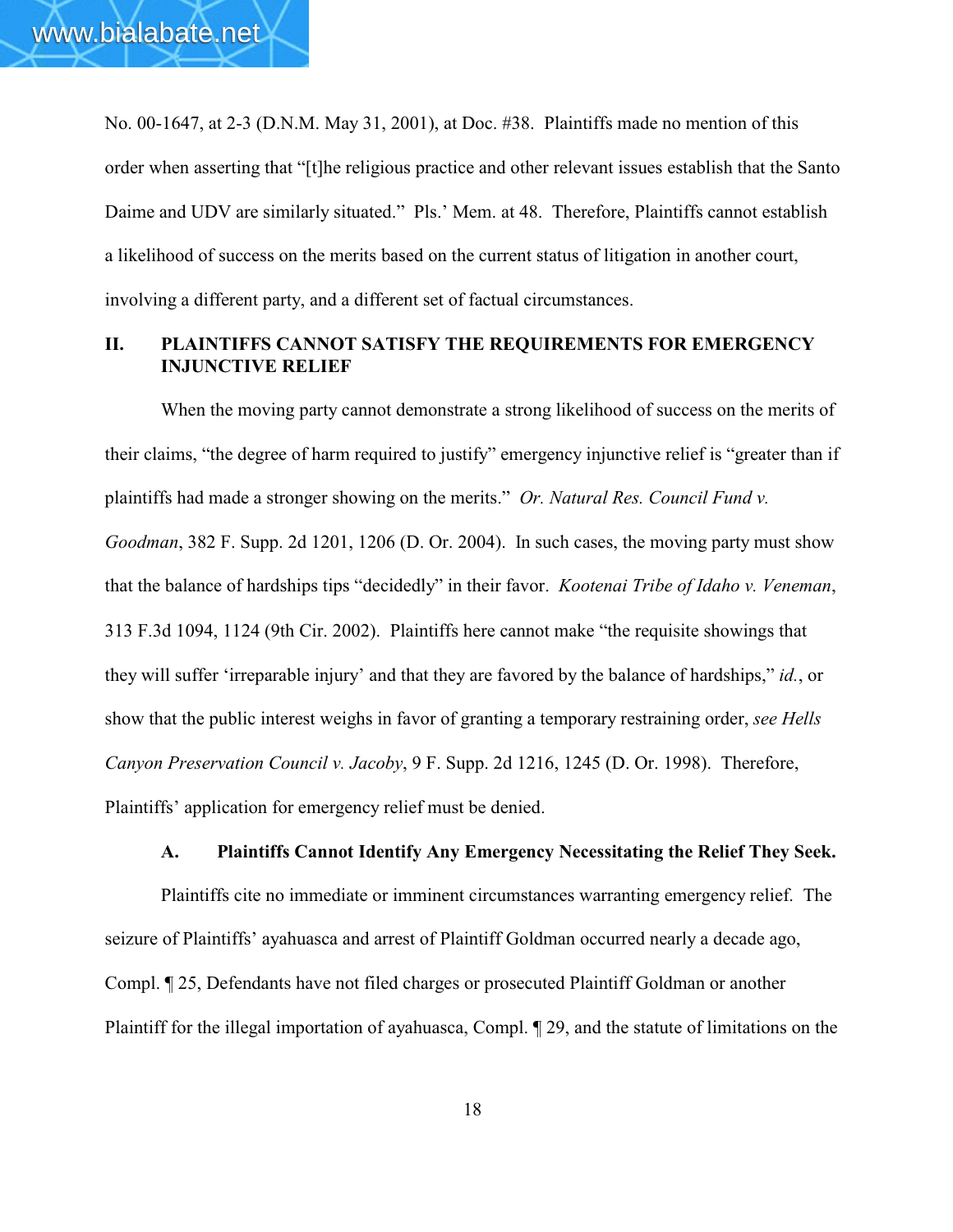No. 00-1647, at 2-3 (D.N.M. May 31, 2001), at Doc. #38. Plaintiffs made no mention of this order when asserting that "[t]he religious practice and other relevant issues establish that the Santo Daime and UDV are similarly situated." Pls.' Mem. at 48. Therefore, Plaintiffs cannot establish a likelihood of success on the merits based on the current status of litigation in another court, involving a different party, and a different set of factual circumstances.

## II. PLAINTIFFS CANNOT SATISFY THE REQUIREMENTS FOR EMERGENCY INJUNCTIVE RELIEF

When the moving party cannot demonstrate a strong likelihood of success on the merits of their claims, "the degree of harm required to justify" emergency injunctive relief is "greater than if plaintiffs had made a stronger showing on the merits." *Or. Natural Res. Council Fund v. Goodman*, 382 F. Supp. 2d 1201, 1206 (D. Or. 2004). In such cases, the moving party must show that the balance of hardships tips "decidedly" in their favor. *Kootenai Tribe of Idaho v. Veneman*, 313 F.3d 1094, 1124 (9th Cir. 2002). Plaintiffs here cannot make "the requisite showings that they will suffer 'irreparable injury' and that they are favored by the balance of hardships," *id.*, or show that the public interest weighs in favor of granting a temporary restraining order, *see Hells Canyon Preservation Council v. Jacoby*, 9 F. Supp. 2d 1216, 1245 (D. Or. 1998). Therefore, Plaintiffs' application for emergency relief must be denied.

### A. Plaintiffs Cannot Identify Any Emergency Necessitating the Relief They Seek.

Plaintiffs cite no immediate or imminent circumstances warranting emergency relief. The seizure of Plaintiffs' ayahuasca and arrest of Plaintiff Goldman occurred nearly a decade ago, Compl. ¶ 25, Defendants have not filed charges or prosecuted Plaintiff Goldman or another Plaintiff for the illegal importation of ayahuasca, Compl. ¶ 29, and the statute of limitations on the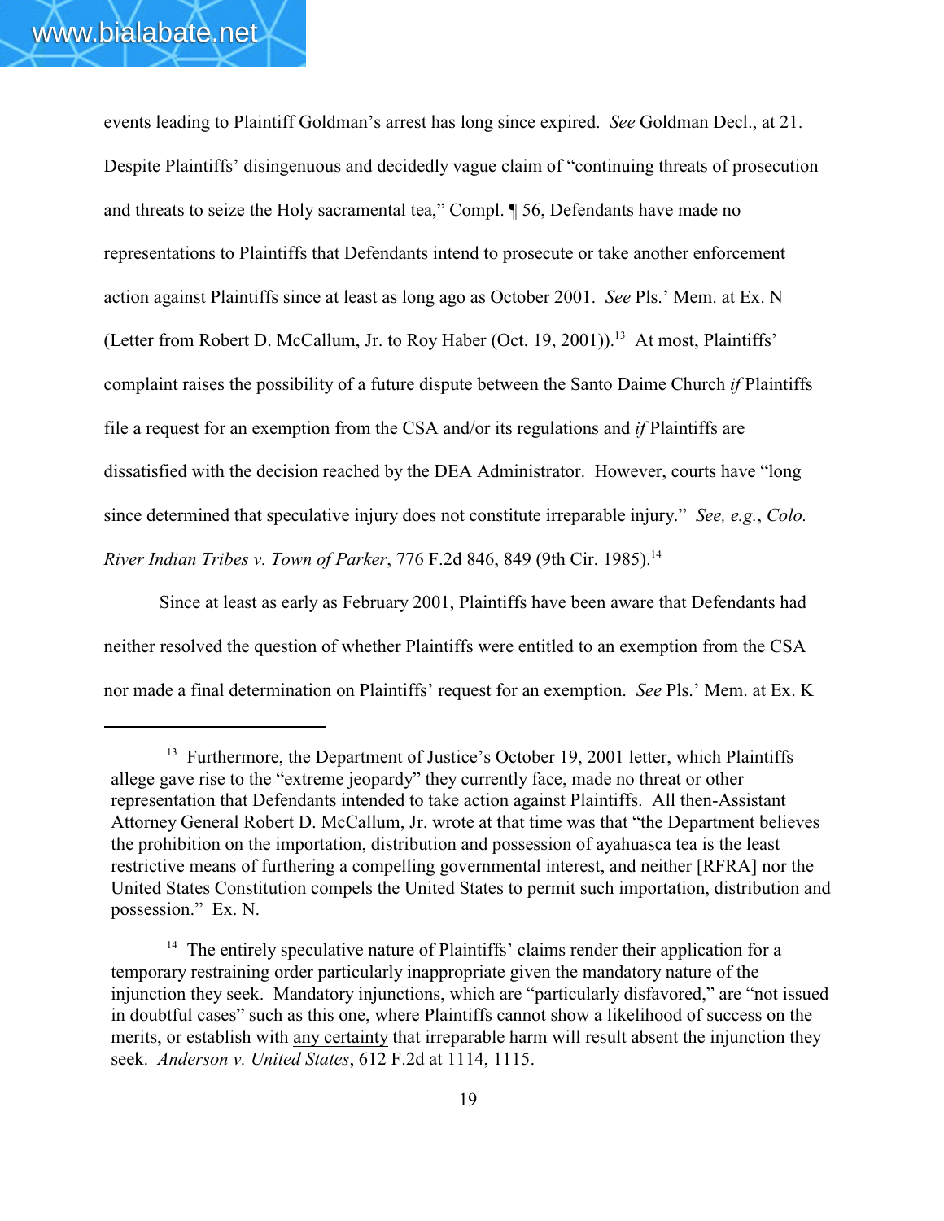events leading to Plaintiff Goldman's arrest has long since expired. *See* Goldman Decl., at 21. Despite Plaintiffs' disingenuous and decidedly vague claim of "continuing threats of prosecution and threats to seize the Holy sacramental tea," Compl. ¶ 56, Defendants have made no representations to Plaintiffs that Defendants intend to prosecute or take another enforcement action against Plaintiffs since at least as long ago as October 2001. *See* Pls.' Mem. at Ex. N (Letter from Robert D. McCallum, Jr. to Roy Haber (Oct. 19, 2001)).[13] At most, Plaintiffs' complaint raises the possibility of a future dispute between the Santo Daime Church *if* Plaintiffs file a request for an exemption from the CSA and/or its regulations and *if* Plaintiffs are dissatisfied with the decision reached by the DEA Administrator. However, courts have "long since determined that speculative injury does not constitute irreparable injury." *See, e.g.*, *Colo. River Indian Tribes v. Town of Parker*, 776 F.2d 846, 849 (9th Cir. 1985).[14]

Since at least as early as February 2001, Plaintiffs have been aware that Defendants had neither resolved the question of whether Plaintiffs were entitled to an exemption from the CSA nor made a final determination on Plaintiffs' request for an exemption. *See* Pls.' Mem. at Ex. K

---

[13] Furthermore, the Department of Justice's October 19, 2001 letter, which Plaintiffs allege gave rise to the "extreme jeopardy" they currently face, made no threat or other representation that Defendants intended to take action against Plaintiffs. All then-Assistant Attorney General Robert D. McCallum, Jr. wrote at that time was that "the Department believes the prohibition on the importation, distribution and possession of ayahuasca tea is the least restrictive means of furthering a compelling governmental interest, and neither [RFRA] nor the United States Constitution compels the United States to permit such importation, distribution and possession." Ex. N.

[14] The entirely speculative nature of Plaintiffs' claims render their application for a temporary restraining order particularly inappropriate given the mandatory nature of the injunction they seek. Mandatory injunctions, which are "particularly disfavored," are "not issued in doubtful cases" such as this one, where Plaintiffs cannot show a likelihood of success on the merits, or establish with <u>any certainty</u> that irreparable harm will result absent the injunction they seek. *Anderson v. United States*, 612 F.2d at 1114, 1115.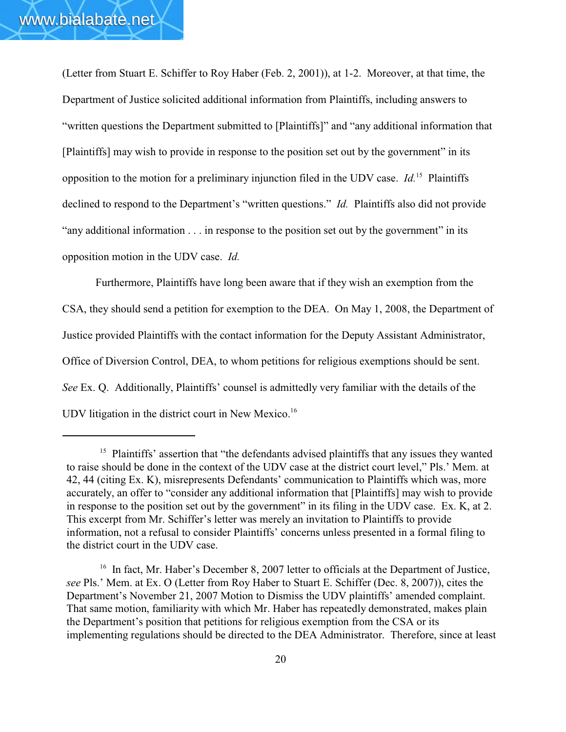(Letter from Stuart E. Schiffer to Roy Haber (Feb. 2, 2001)), at 1-2. Moreover, at that time, the Department of Justice solicited additional information from Plaintiffs, including answers to "written questions the Department submitted to [Plaintiffs]" and "any additional information that [Plaintiffs] may wish to provide in response to the position set out by the government" in its opposition to the motion for a preliminary injunction filed in the UDV case. *Id.*[15] Plaintiffs declined to respond to the Department's "written questions." *Id.* Plaintiffs also did not provide "any additional information . . . in response to the position set out by the government" in its opposition motion in the UDV case. *Id.*

Furthermore, Plaintiffs have long been aware that if they wish an exemption from the CSA, they should send a petition for exemption to the DEA. On May 1, 2008, the Department of Justice provided Plaintiffs with the contact information for the Deputy Assistant Administrator, Office of Diversion Control, DEA, to whom petitions for religious exemptions should be sent. *See* Ex. Q. Additionally, Plaintiffs' counsel is admittedly very familiar with the details of the UDV litigation in the district court in New Mexico.[16]

---

[15] Plaintiffs' assertion that "the defendants advised plaintiffs that any issues they wanted to raise should be done in the context of the UDV case at the district court level," Pls.' Mem. at 42, 44 (citing Ex. K), misrepresents Defendants' communication to Plaintiffs which was, more accurately, an offer to "consider any additional information that [Plaintiffs] may wish to provide in response to the position set out by the government" in its filing in the UDV case. Ex. K, at 2. This excerpt from Mr. Schiffer's letter was merely an invitation to Plaintiffs to provide information, not a refusal to consider Plaintiffs' concerns unless presented in a formal filing to the district court in the UDV case.

[16] In fact, Mr. Haber's December 8, 2007 letter to officials at the Department of Justice, *see* Pls.' Mem. at Ex. O (Letter from Roy Haber to Stuart E. Schiffer (Dec. 8, 2007)), cites the Department's November 21, 2007 Motion to Dismiss the UDV plaintiffs' amended complaint. That same motion, familiarity with which Mr. Haber has repeatedly demonstrated, makes plain the Department's position that petitions for religious exemption from the CSA or its implementing regulations should be directed to the DEA Administrator. Therefore, since at least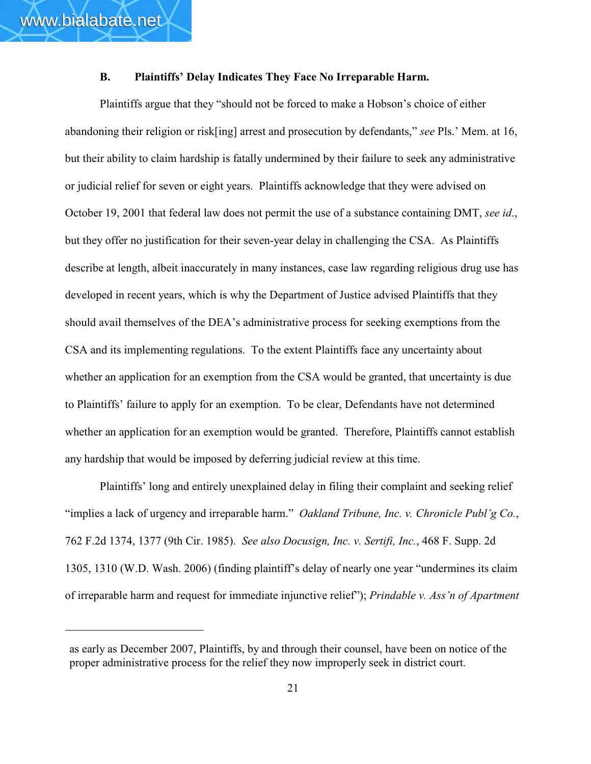### B. Plaintiffs' Delay Indicates They Face No Irreparable Harm.

Plaintiffs argue that they "should not be forced to make a Hobson's choice of either abandoning their religion or risk[ing] arrest and prosecution by defendants," *see* Pls.' Mem. at 16, but their ability to claim hardship is fatally undermined by their failure to seek any administrative or judicial relief for seven or eight years. Plaintiffs acknowledge that they were advised on October 19, 2001 that federal law does not permit the use of a substance containing DMT, *see id*., but they offer no justification for their seven-year delay in challenging the CSA. As Plaintiffs describe at length, albeit inaccurately in many instances, case law regarding religious drug use has developed in recent years, which is why the Department of Justice advised Plaintiffs that they should avail themselves of the DEA's administrative process for seeking exemptions from the CSA and its implementing regulations. To the extent Plaintiffs face any uncertainty about whether an application for an exemption from the CSA would be granted, that uncertainty is due to Plaintiffs' failure to apply for an exemption. To be clear, Defendants have not determined whether an application for an exemption would be granted. Therefore, Plaintiffs cannot establish any hardship that would be imposed by deferring judicial review at this time.

Plaintiffs' long and entirely unexplained delay in filing their complaint and seeking relief "implies a lack of urgency and irreparable harm." *Oakland Tribune, Inc. v. Chronicle Publ'g Co.*, 762 F.2d 1374, 1377 (9th Cir. 1985). *See also Docusign, Inc. v. Sertifi, Inc.*, 468 F. Supp. 2d 1305, 1310 (W.D. Wash. 2006) (finding plaintiff's delay of nearly one year "undermines its claim of irreparable harm and request for immediate injunctive relief"); *Prindable v. Ass'n of Apartment*

---

as early as December 2007, Plaintiffs, by and through their counsel, have been on notice of the proper administrative process for the relief they now improperly seek in district court.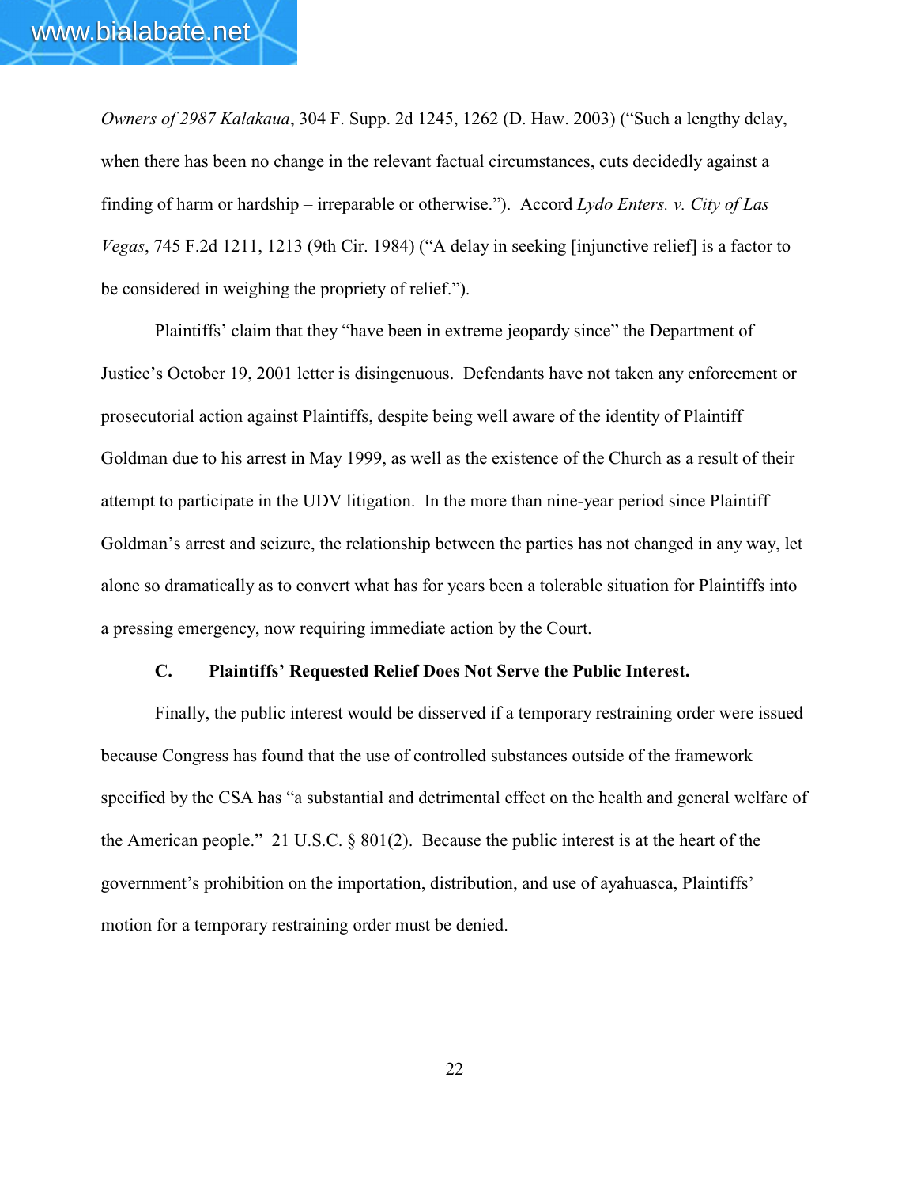*Owners of 2987 Kalakaua*, 304 F. Supp. 2d 1245, 1262 (D. Haw. 2003) ("Such a lengthy delay, when there has been no change in the relevant factual circumstances, cuts decidedly against a finding of harm or hardship – irreparable or otherwise."). Accord *Lydo Enters. v. City of Las Vegas*, 745 F.2d 1211, 1213 (9th Cir. 1984) ("A delay in seeking [injunctive relief] is a factor to be considered in weighing the propriety of relief.").

Plaintiffs' claim that they "have been in extreme jeopardy since" the Department of Justice's October 19, 2001 letter is disingenuous. Defendants have not taken any enforcement or prosecutorial action against Plaintiffs, despite being well aware of the identity of Plaintiff Goldman due to his arrest in May 1999, as well as the existence of the Church as a result of their attempt to participate in the UDV litigation. In the more than nine-year period since Plaintiff Goldman's arrest and seizure, the relationship between the parties has not changed in any way, let alone so dramatically as to convert what has for years been a tolerable situation for Plaintiffs into a pressing emergency, now requiring immediate action by the Court.

### C. Plaintiffs' Requested Relief Does Not Serve the Public Interest.

Finally, the public interest would be disserved if a temporary restraining order were issued because Congress has found that the use of controlled substances outside of the framework specified by the CSA has "a substantial and detrimental effect on the health and general welfare of the American people." 21 U.S.C. § 801(2). Because the public interest is at the heart of the government's prohibition on the importation, distribution, and use of ayahuasca, Plaintiffs' motion for a temporary restraining order must be denied.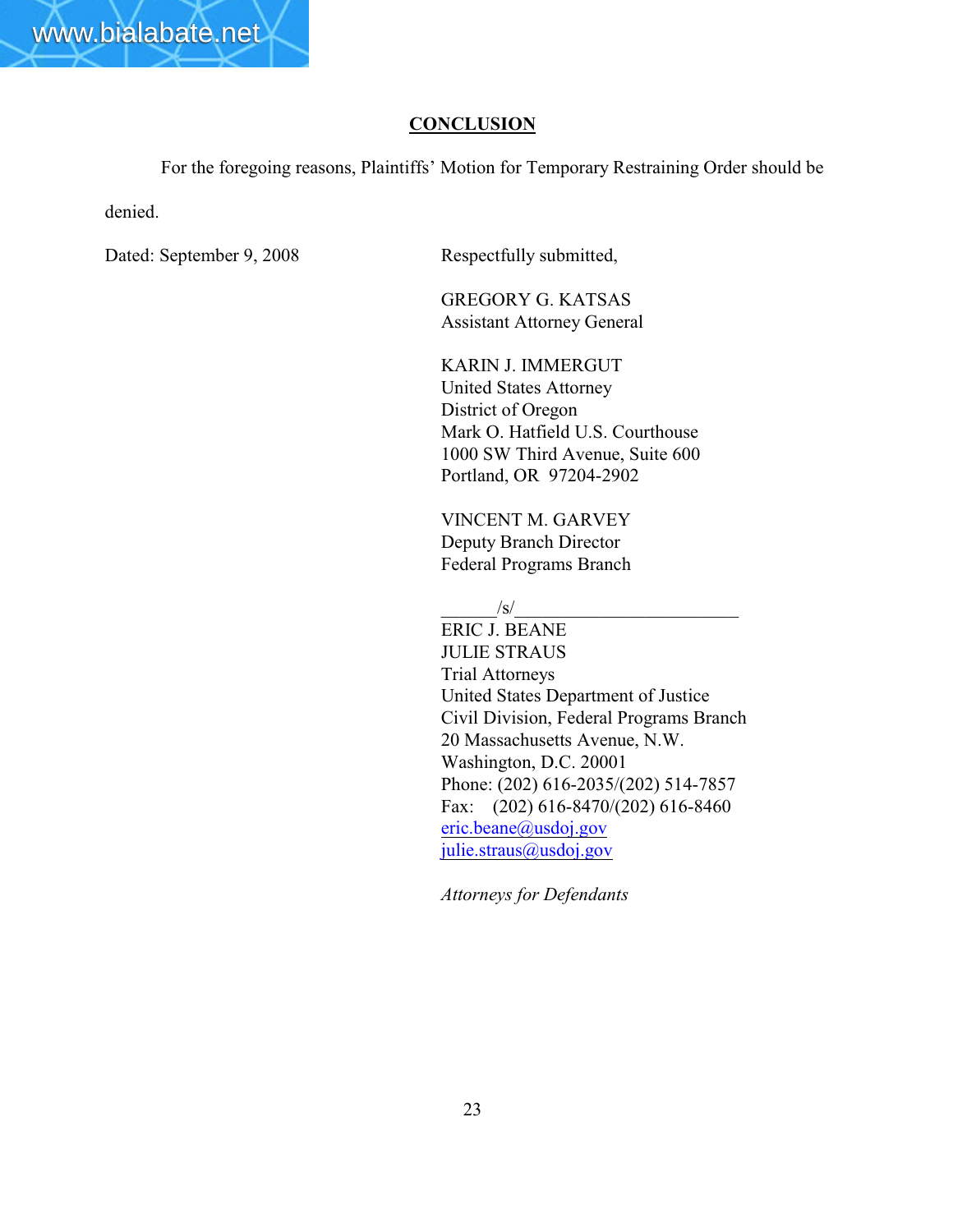## CONCLUSION

For the foregoing reasons, Plaintiffs' Motion for Temporary Restraining Order should be denied.

Dated: September 9, 2008

Respectfully submitted,

GREGORY G. KATSAS
Assistant Attorney General

KARIN J. IMMERGUT
United States Attorney
District of Oregon
Mark O. Hatfield U.S. Courthouse
1000 SW Third Avenue, Suite 600
Portland, OR 97204-2902

VINCENT M. GARVEY
Deputy Branch Director
Federal Programs Branch

______/s/________________________
ERIC J. BEANE
JULIE STRAUS
Trial Attorneys
United States Department of Justice
Civil Division, Federal Programs Branch
20 Massachusetts Avenue, N.W.
Washington, D.C. 20001
Phone: (202) 616-2035/(202) 514-7857
Fax: (202) 616-8470/(202) 616-8460
eric.beane@usdoj.gov
julie.straus@usdoj.gov

*Attorneys for Defendants*